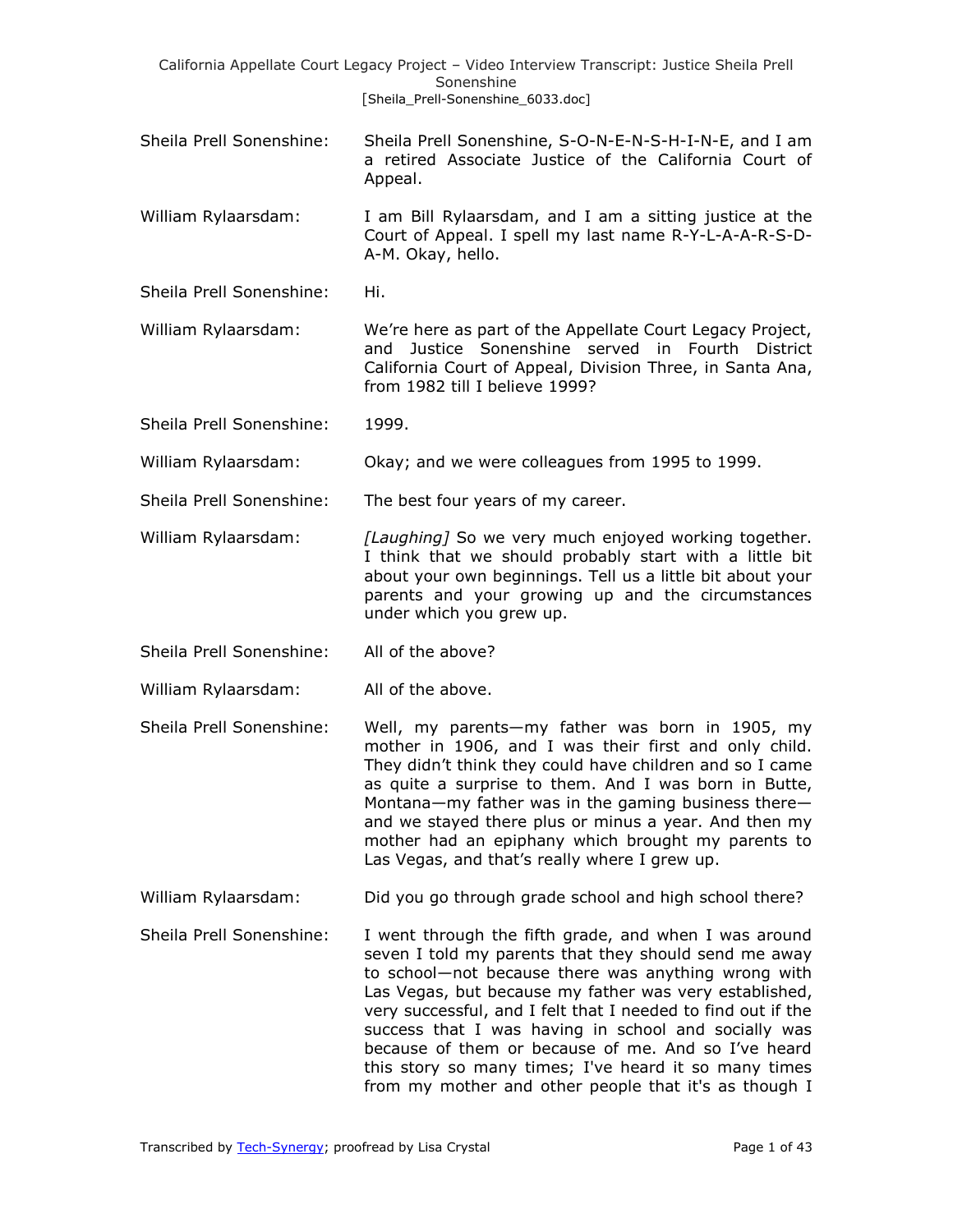Sheila Prell Sonenshine: Sheila Prell Sonenshine, S-O-N-E-N-S-H-I-N-E, and I am a retired Associate Justice of the California Court of Appeal.

William Rylaarsdam: I am Bill Rylaarsdam, and I am a sitting justice at the Court of Appeal. I spell my last name R-Y-L-A-A-R-S-D-A-M. Okay, hello.

Sheila Prell Sonenshine: Hi.

William Rylaarsdam: We're here as part of the Appellate Court Legacy Project, and Justice Sonenshine served in Fourth District California Court of Appeal, Division Three, in Santa Ana, from 1982 till I believe 1999?

Sheila Prell Sonenshine: 1999.

William Rylaarsdam: Okay; and we were colleagues from 1995 to 1999.

Sheila Prell Sonenshine: The best four years of my career.

William Rylaarsdam: *[Laughing]* So we very much enjoyed working together. I think that we should probably start with a little bit about your own beginnings. Tell us a little bit about your parents and your growing up and the circumstances under which you grew up.

Sheila Prell Sonenshine: All of the above?

William Rylaarsdam: All of the above.

Sheila Prell Sonenshine: Well, my parents—my father was born in 1905, my mother in 1906, and I was their first and only child. They didn't think they could have children and so I came as quite a surprise to them. And I was born in Butte, Montana—my father was in the gaming business there—and we stayed there plus or minus a year. And then my mother had an epiphany which brought my parents to Las Vegas, and that's really where I grew up.

William Rylaarsdam: Did you go through grade school and high school there?

Sheila Prell Sonenshine: I went through the fifth grade, and when I was around seven I told my parents that they should send me away to school—not because there was anything wrong with Las Vegas, but because my father was very established, very successful, and I felt that I needed to find out if the success that I was having in school and socially was because of them or because of me. And so I've heard this story so many times; I've heard it so many times from my mother and other people that it's as though I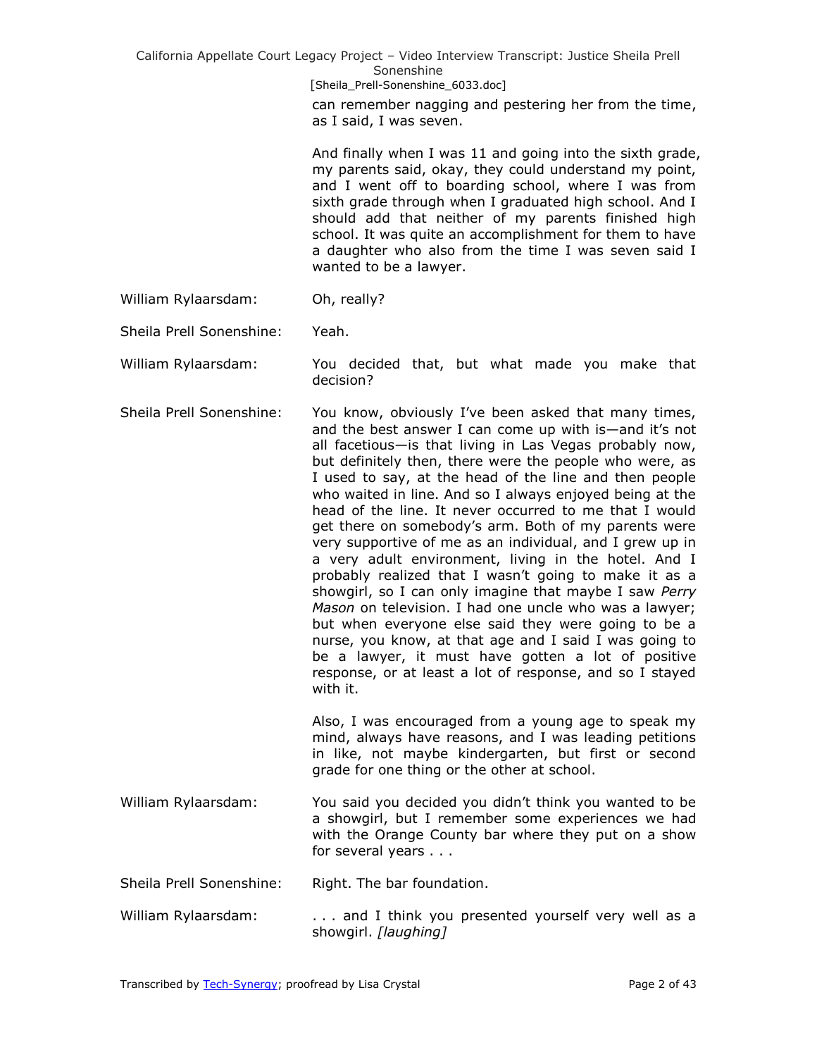can remember nagging and pestering her from the time, as I said, I was seven.

And finally when I was 11 and going into the sixth grade, my parents said, okay, they could understand my point, and I went off to boarding school, where I was from sixth grade through when I graduated high school. And I should add that neither of my parents finished high school. It was quite an accomplishment for them to have a daughter who also from the time I was seven said I wanted to be a lawyer.

William Rylaarsdam: Oh, really?

Sheila Prell Sonenshine: Yeah.

William Rylaarsdam: You decided that, but what made you make that decision?

Sheila Prell Sonenshine: You know, obviously I've been asked that many times, and the best answer I can come up with is—and it's not all facetious—is that living in Las Vegas probably now, but definitely then, there were the people who were, as I used to say, at the head of the line and then people who waited in line. And so I always enjoyed being at the head of the line. It never occurred to me that I would get there on somebody's arm. Both of my parents were very supportive of me as an individual, and I grew up in a very adult environment, living in the hotel. And I probably realized that I wasn't going to make it as a showgirl, so I can only imagine that maybe I saw *Perry Mason* on television. I had one uncle who was a lawyer; but when everyone else said they were going to be a nurse, you know, at that age and I said I was going to be a lawyer, it must have gotten a lot of positive response, or at least a lot of response, and so I stayed with it.

Also, I was encouraged from a young age to speak my mind, always have reasons, and I was leading petitions in like, not maybe kindergarten, but first or second grade for one thing or the other at school.

William Rylaarsdam: You said you decided you didn't think you wanted to be a showgirl, but I remember some experiences we had with the Orange County bar where they put on a show for several years . . .

Sheila Prell Sonenshine: Right. The bar foundation.

William Rylaarsdam: . . . and I think you presented yourself very well as a showgirl. *[laughing]*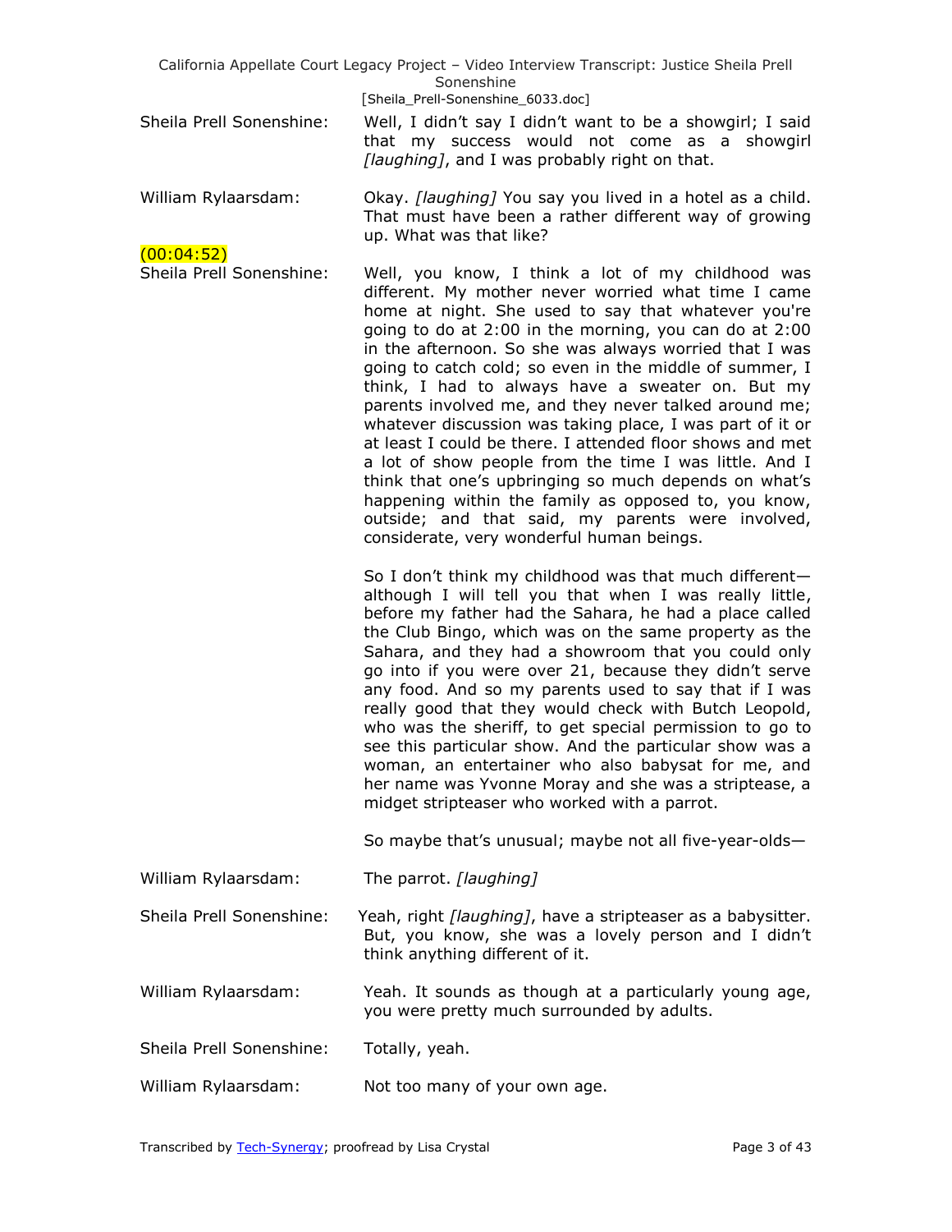Sheila Prell Sonenshine: Well, I didn't say I didn't want to be a showgirl; I said that my success would not come as a showgirl *[laughing]*, and I was probably right on that.

William Rylaarsdam: Okay. *[laughing]* You say you lived in a hotel as a child. That must have been a rather different way of growing up. What was that like?

(00:04:52)

Sheila Prell Sonenshine: Well, you know, I think a lot of my childhood was different. My mother never worried what time I came home at night. She used to say that whatever you're going to do at 2:00 in the morning, you can do at 2:00 in the afternoon. So she was always worried that I was going to catch cold; so even in the middle of summer, I think, I had to always have a sweater on. But my parents involved me, and they never talked around me; whatever discussion was taking place, I was part of it or at least I could be there. I attended floor shows and met a lot of show people from the time I was little. And I think that one's upbringing so much depends on what's happening within the family as opposed to, you know, outside; and that said, my parents were involved, considerate, very wonderful human beings.

So I don't think my childhood was that much different—although I will tell you that when I was really little, before my father had the Sahara, he had a place called the Club Bingo, which was on the same property as the Sahara, and they had a showroom that you could only go into if you were over 21, because they didn't serve any food. And so my parents used to say that if I was really good that they would check with Butch Leopold, who was the sheriff, to get special permission to go to see this particular show. And the particular show was a woman, an entertainer who also babysat for me, and her name was Yvonne Moray and she was a striptease, a midget stripteaser who worked with a parrot.

So maybe that's unusual; maybe not all five-year-olds—

William Rylaarsdam: The parrot. *[laughing]*

Sheila Prell Sonenshine: Yeah, right *[laughing]*, have a stripteaser as a babysitter. But, you know, she was a lovely person and I didn't think anything different of it.

William Rylaarsdam: Yeah. It sounds as though at a particularly young age, you were pretty much surrounded by adults.

Sheila Prell Sonenshine: Totally, yeah.

William Rylaarsdam: Not too many of your own age.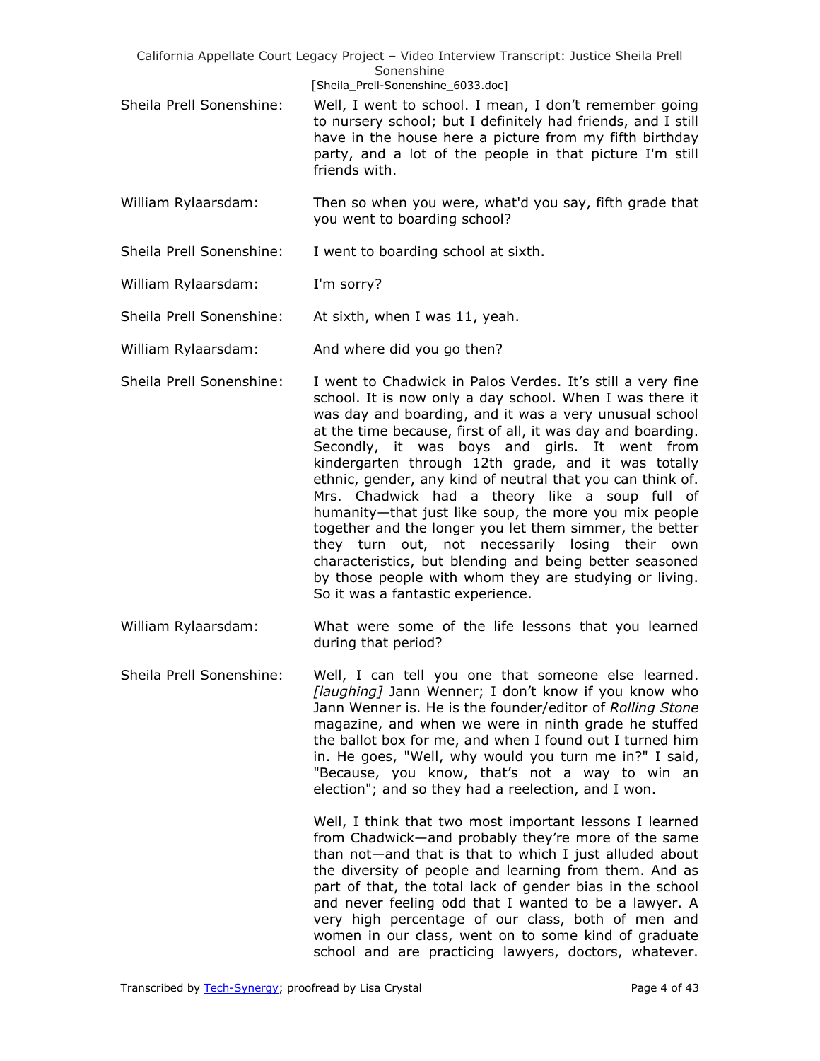**Sheila Prell Sonenshine:** Well, I went to school. I mean, I don't remember going to nursery school; but I definitely had friends, and I still have in the house here a picture from my fifth birthday party, and a lot of the people in that picture I'm still friends with.

**William Rylaarsdam:** Then so when you were, what'd you say, fifth grade that you went to boarding school?

**Sheila Prell Sonenshine:** I went to boarding school at sixth.

**William Rylaarsdam:** I'm sorry?

**Sheila Prell Sonenshine:** At sixth, when I was 11, yeah.

**William Rylaarsdam:** And where did you go then?

**Sheila Prell Sonenshine:** I went to Chadwick in Palos Verdes. It's still a very fine school. It is now only a day school. When I was there it was day and boarding, and it was a very unusual school at the time because, first of all, it was day and boarding. Secondly, it was boys and girls. It went from kindergarten through 12th grade, and it was totally ethnic, gender, any kind of neutral that you can think of. Mrs. Chadwick had a theory like a soup full of humanity—that just like soup, the more you mix people together and the longer you let them simmer, the better they turn out, not necessarily losing their own characteristics, but blending and being better seasoned by those people with whom they are studying or living. So it was a fantastic experience.

**William Rylaarsdam:** What were some of the life lessons that you learned during that period?

**Sheila Prell Sonenshine:** Well, I can tell you one that someone else learned. *[laughing]* Jann Wenner; I don't know if you know who Jann Wenner is. He is the founder/editor of *Rolling Stone* magazine, and when we were in ninth grade he stuffed the ballot box for me, and when I found out I turned him in. He goes, "Well, why would you turn me in?" I said, "Because, you know, that's not a way to win an election"; and so they had a reelection, and I won.

Well, I think that two most important lessons I learned from Chadwick—and probably they're more of the same than not—and that is that to which I just alluded about the diversity of people and learning from them. And as part of that, the total lack of gender bias in the school and never feeling odd that I wanted to be a lawyer. A very high percentage of our class, both of men and women in our class, went on to some kind of graduate school and are practicing lawyers, doctors, whatever.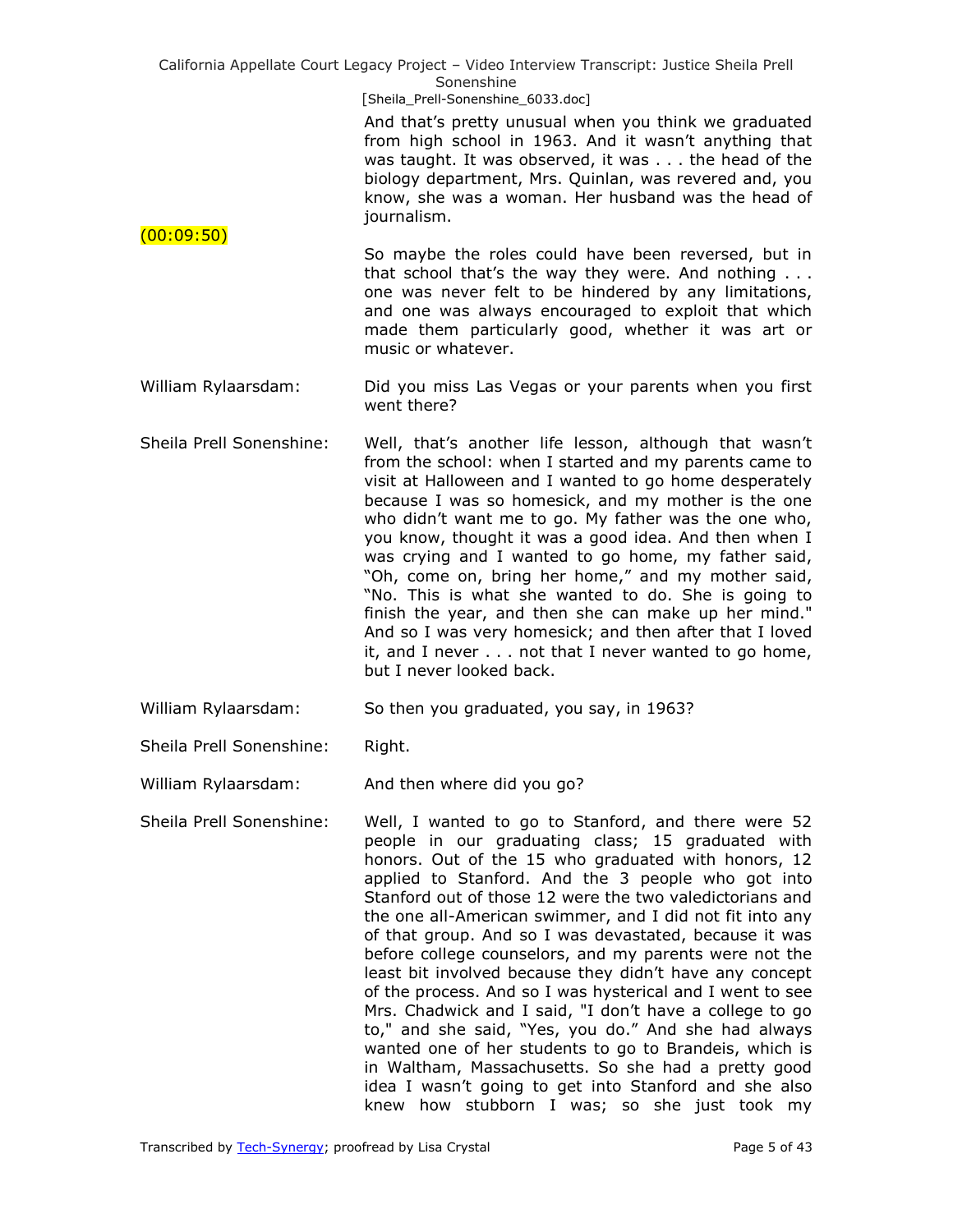And that's pretty unusual when you think we graduated from high school in 1963. And it wasn't anything that was taught. It was observed, it was . . . the head of the biology department, Mrs. Quinlan, was revered and, you know, she was a woman. Her husband was the head of journalism.

(00:09:50)

So maybe the roles could have been reversed, but in that school that's the way they were. And nothing . . . one was never felt to be hindered by any limitations, and one was always encouraged to exploit that which made them particularly good, whether it was art or music or whatever.

William Rylaarsdam: Did you miss Las Vegas or your parents when you first went there?

Sheila Prell Sonenshine: Well, that's another life lesson, although that wasn't from the school: when I started and my parents came to visit at Halloween and I wanted to go home desperately because I was so homesick, and my mother is the one who didn't want me to go. My father was the one who, you know, thought it was a good idea. And then when I was crying and I wanted to go home, my father said, "Oh, come on, bring her home," and my mother said, "No. This is what she wanted to do. She is going to finish the year, and then she can make up her mind." And so I was very homesick; and then after that I loved it, and I never . . . not that I never wanted to go home, but I never looked back.

William Rylaarsdam: So then you graduated, you say, in 1963?

Sheila Prell Sonenshine: Right.

William Rylaarsdam: And then where did you go?

Sheila Prell Sonenshine: Well, I wanted to go to Stanford, and there were 52 people in our graduating class; 15 graduated with honors. Out of the 15 who graduated with honors, 12 applied to Stanford. And the 3 people who got into Stanford out of those 12 were the two valedictorians and the one all-American swimmer, and I did not fit into any of that group. And so I was devastated, because it was before college counselors, and my parents were not the least bit involved because they didn't have any concept of the process. And so I was hysterical and I went to see Mrs. Chadwick and I said, "I don't have a college to go to," and she said, "Yes, you do." And she had always wanted one of her students to go to Brandeis, which is in Waltham, Massachusetts. So she had a pretty good idea I wasn't going to get into Stanford and she also knew how stubborn I was; so she just took my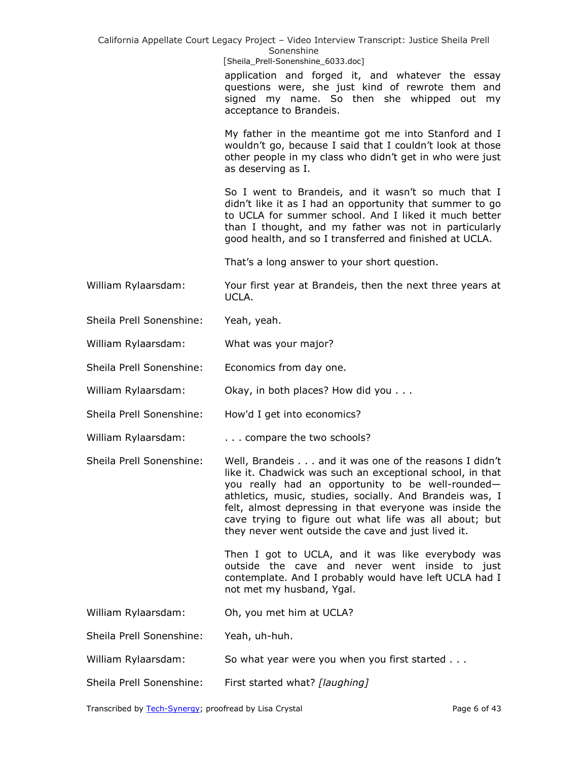application and forged it, and whatever the essay questions were, she just kind of rewrote them and signed my name. So then she whipped out my acceptance to Brandeis.

My father in the meantime got me into Stanford and I wouldn't go, because I said that I couldn't look at those other people in my class who didn't get in who were just as deserving as I.

So I went to Brandeis, and it wasn't so much that I didn't like it as I had an opportunity that summer to go to UCLA for summer school. And I liked it much better than I thought, and my father was not in particularly good health, and so I transferred and finished at UCLA.

That's a long answer to your short question.

William Rylaarsdam: Your first year at Brandeis, then the next three years at UCLA.

Sheila Prell Sonenshine: Yeah, yeah.

William Rylaarsdam: What was your major?

Sheila Prell Sonenshine: Economics from day one.

William Rylaarsdam: Okay, in both places? How did you . . .

Sheila Prell Sonenshine: How'd I get into economics?

William Rylaarsdam: . . . compare the two schools?

Sheila Prell Sonenshine: Well, Brandeis . . . and it was one of the reasons I didn't like it. Chadwick was such an exceptional school, in that you really had an opportunity to be well-rounded—athletics, music, studies, socially. And Brandeis was, I felt, almost depressing in that everyone was inside the cave trying to figure out what life was all about; but they never went outside the cave and just lived it.

Then I got to UCLA, and it was like everybody was outside the cave and never went inside to just contemplate. And I probably would have left UCLA had I not met my husband, Ygal.

William Rylaarsdam: Oh, you met him at UCLA?

Sheila Prell Sonenshine: Yeah, uh-huh.

William Rylaarsdam: So what year were you when you first started . . .

Sheila Prell Sonenshine: First started what? *[laughing]*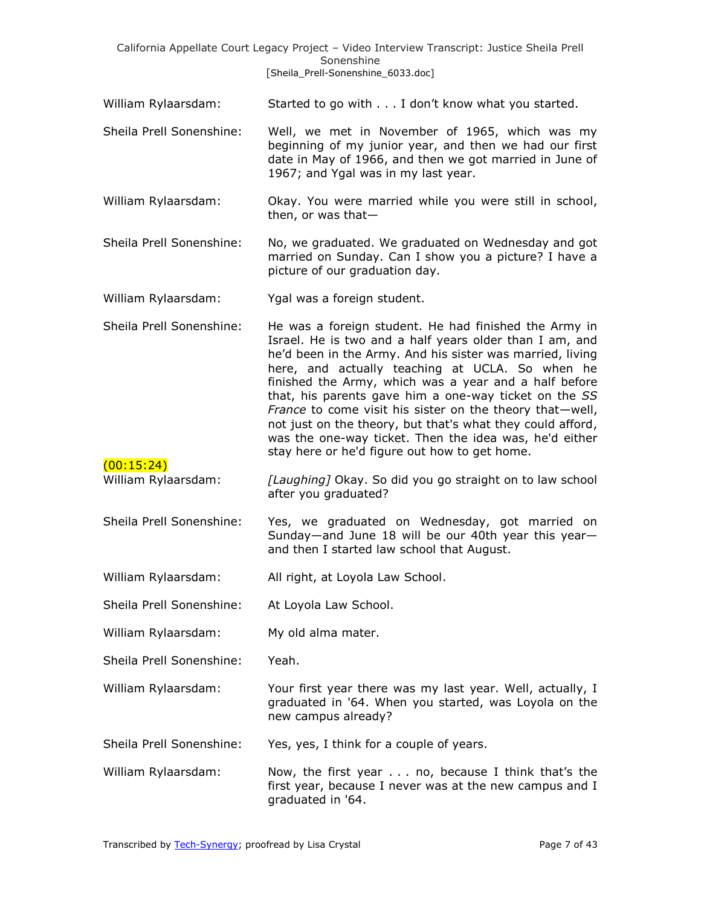William Rylaarsdam: Started to go with . . . I don't know what you started.

Sheila Prell Sonenshine: Well, we met in November of 1965, which was my beginning of my junior year, and then we had our first date in May of 1966, and then we got married in June of 1967; and Ygal was in my last year.

William Rylaarsdam: Okay. You were married while you were still in school, then, or was that—

Sheila Prell Sonenshine: No, we graduated. We graduated on Wednesday and got married on Sunday. Can I show you a picture? I have a picture of our graduation day.

William Rylaarsdam: Ygal was a foreign student.

Sheila Prell Sonenshine: He was a foreign student. He had finished the Army in Israel. He is two and a half years older than I am, and he'd been in the Army. And his sister was married, living here, and actually teaching at UCLA. So when he finished the Army, which was a year and a half before that, his parents gave him a one-way ticket on the *SS France* to come visit his sister on the theory that—well, not just on the theory, but that's what they could afford, was the one-way ticket. Then the idea was, he'd either stay here or he'd figure out how to get home.

(00:15:24)

William Rylaarsdam: *[Laughing]* Okay. So did you go straight on to law school after you graduated?

Sheila Prell Sonenshine: Yes, we graduated on Wednesday, got married on Sunday—and June 18 will be our 40th year this year—and then I started law school that August.

William Rylaarsdam: All right, at Loyola Law School.

Sheila Prell Sonenshine: At Loyola Law School.

William Rylaarsdam: My old alma mater.

Sheila Prell Sonenshine: Yeah.

William Rylaarsdam: Your first year there was my last year. Well, actually, I graduated in '64. When you started, was Loyola on the new campus already?

Sheila Prell Sonenshine: Yes, yes, I think for a couple of years.

William Rylaarsdam: Now, the first year . . . no, because I think that's the first year, because I never was at the new campus and I graduated in '64.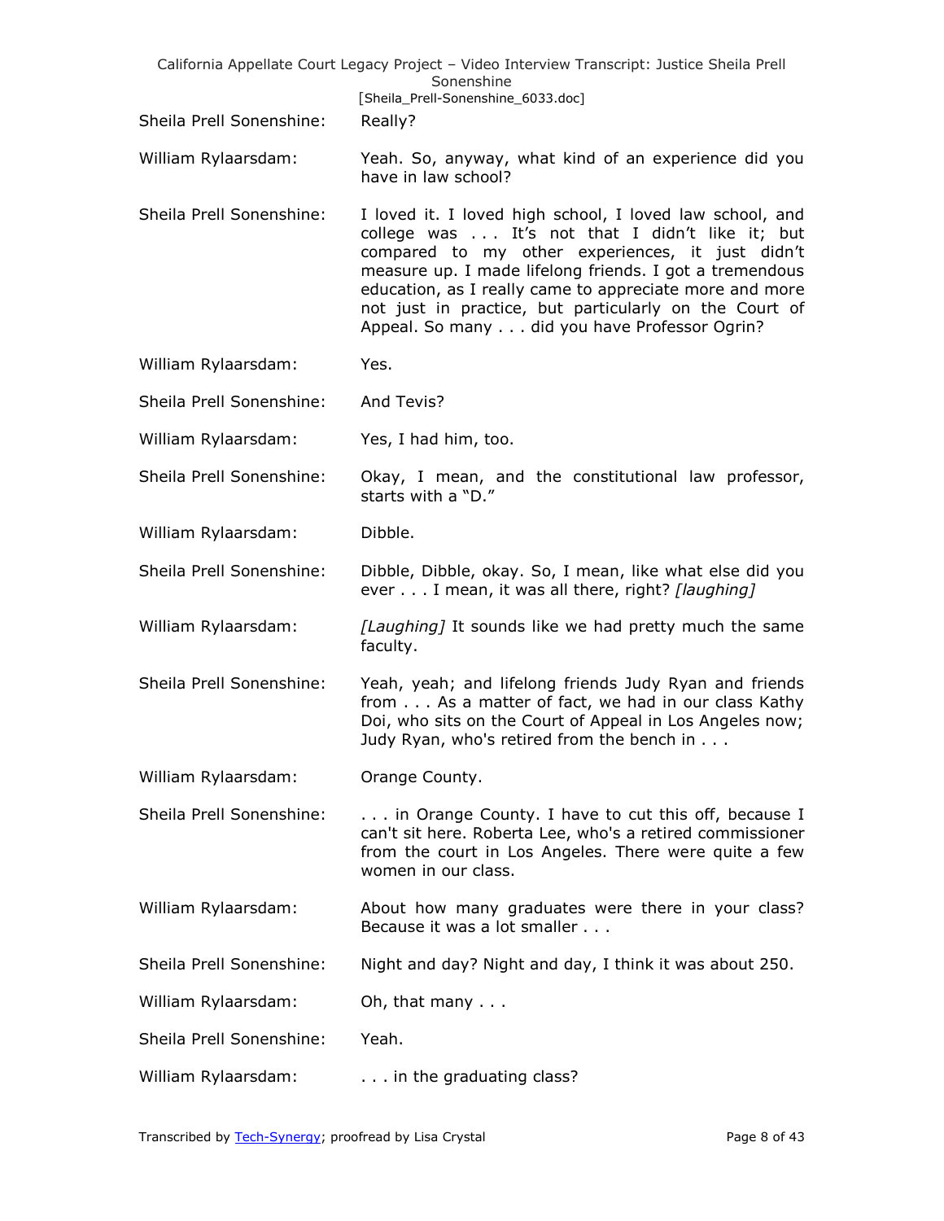Sheila Prell Sonenshine: Really?

William Rylaarsdam: Yeah. So, anyway, what kind of an experience did you have in law school?

Sheila Prell Sonenshine: I loved it. I loved high school, I loved law school, and college was . . . It's not that I didn't like it; but compared to my other experiences, it just didn't measure up. I made lifelong friends. I got a tremendous education, as I really came to appreciate more and more not just in practice, but particularly on the Court of Appeal. So many . . . did you have Professor Ogrin?

William Rylaarsdam: Yes.

Sheila Prell Sonenshine: And Tevis?

William Rylaarsdam: Yes, I had him, too.

Sheila Prell Sonenshine: Okay, I mean, and the constitutional law professor, starts with a "D."

William Rylaarsdam: Dibble.

Sheila Prell Sonenshine: Dibble, Dibble, okay. So, I mean, like what else did you ever . . . I mean, it was all there, right? *[laughing]*

William Rylaarsdam: *[Laughing]* It sounds like we had pretty much the same faculty.

Sheila Prell Sonenshine: Yeah, yeah; and lifelong friends Judy Ryan and friends from . . . As a matter of fact, we had in our class Kathy Doi, who sits on the Court of Appeal in Los Angeles now; Judy Ryan, who's retired from the bench in . . .

William Rylaarsdam: Orange County.

Sheila Prell Sonenshine: . . . in Orange County. I have to cut this off, because I can't sit here. Roberta Lee, who's a retired commissioner from the court in Los Angeles. There were quite a few women in our class.

William Rylaarsdam: About how many graduates were there in your class? Because it was a lot smaller . . .

Sheila Prell Sonenshine: Night and day? Night and day, I think it was about 250.

William Rylaarsdam: Oh, that many . . .

Sheila Prell Sonenshine: Yeah.

William Rylaarsdam: . . . in the graduating class?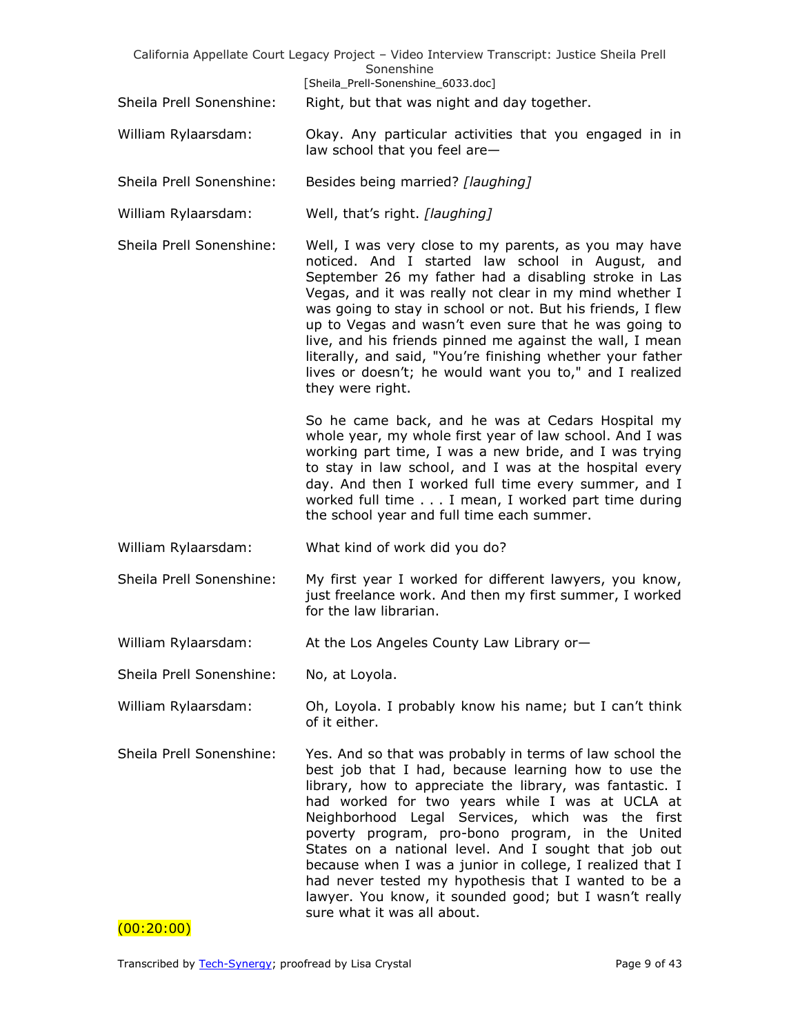**Sheila Prell Sonenshine:** Right, but that was night and day together.

**William Rylaarsdam:** Okay. Any particular activities that you engaged in in law school that you feel are—

**Sheila Prell Sonenshine:** Besides being married? *[laughing]*

**William Rylaarsdam:** Well, that's right. *[laughing]*

**Sheila Prell Sonenshine:** Well, I was very close to my parents, as you may have noticed. And I started law school in August, and September 26 my father had a disabling stroke in Las Vegas, and it was really not clear in my mind whether I was going to stay in school or not. But his friends, I flew up to Vegas and wasn't even sure that he was going to live, and his friends pinned me against the wall, I mean literally, and said, "You're finishing whether your father lives or doesn't; he would want you to," and I realized they were right.

So he came back, and he was at Cedars Hospital my whole year, my whole first year of law school. And I was working part time, I was a new bride, and I was trying to stay in law school, and I was at the hospital every day. And then I worked full time every summer, and I worked full time . . . I mean, I worked part time during the school year and full time each summer.

**William Rylaarsdam:** What kind of work did you do?

**Sheila Prell Sonenshine:** My first year I worked for different lawyers, you know, just freelance work. And then my first summer, I worked for the law librarian.

**William Rylaarsdam:** At the Los Angeles County Law Library or—

**Sheila Prell Sonenshine:** No, at Loyola.

**William Rylaarsdam:** Oh, Loyola. I probably know his name; but I can't think of it either.

**Sheila Prell Sonenshine:** Yes. And so that was probably in terms of law school the best job that I had, because learning how to use the library, how to appreciate the library, was fantastic. I had worked for two years while I was at UCLA at Neighborhood Legal Services, which was the first poverty program, pro-bono program, in the United States on a national level. And I sought that job out because when I was a junior in college, I realized that I had never tested my hypothesis that I wanted to be a lawyer. You know, it sounded good; but I wasn't really sure what it was all about.

(00:20:00)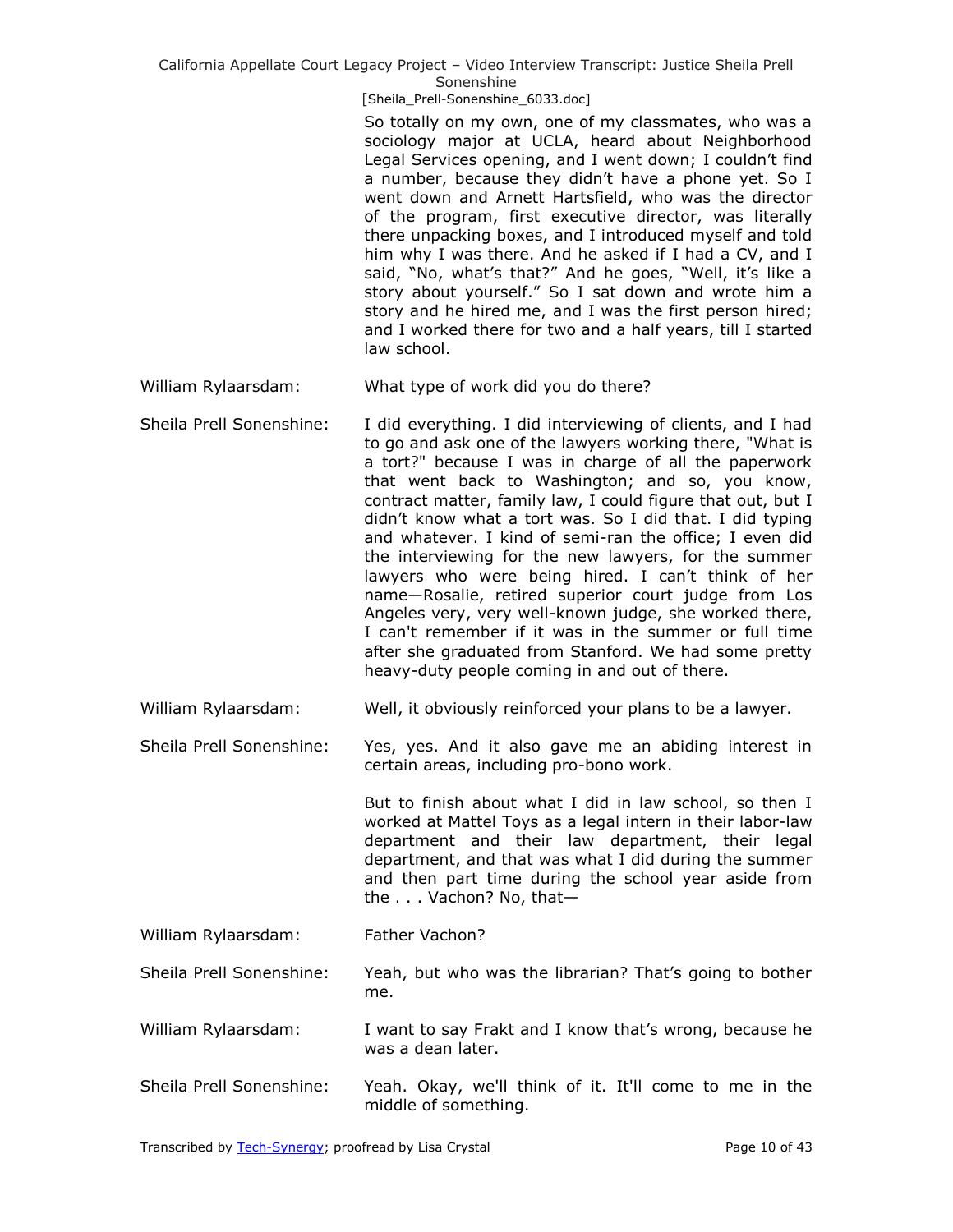So totally on my own, one of my classmates, who was a sociology major at UCLA, heard about Neighborhood Legal Services opening, and I went down; I couldn't find a number, because they didn't have a phone yet. So I went down and Arnett Hartsfield, who was the director of the program, first executive director, was literally there unpacking boxes, and I introduced myself and told him why I was there. And he asked if I had a CV, and I said, "No, what's that?" And he goes, "Well, it's like a story about yourself." So I sat down and wrote him a story and he hired me, and I was the first person hired; and I worked there for two and a half years, till I started law school.

**William Rylaarsdam:** What type of work did you do there?

**Sheila Prell Sonenshine:** I did everything. I did interviewing of clients, and I had to go and ask one of the lawyers working there, "What is a tort?" because I was in charge of all the paperwork that went back to Washington; and so, you know, contract matter, family law, I could figure that out, but I didn't know what a tort was. So I did that. I did typing and whatever. I kind of semi-ran the office; I even did the interviewing for the new lawyers, for the summer lawyers who were being hired. I can't think of her name—Rosalie, retired superior court judge from Los Angeles very, very well-known judge, she worked there, I can't remember if it was in the summer or full time after she graduated from Stanford. We had some pretty heavy-duty people coming in and out of there.

**William Rylaarsdam:** Well, it obviously reinforced your plans to be a lawyer.

**Sheila Prell Sonenshine:** Yes, yes. And it also gave me an abiding interest in certain areas, including pro-bono work.

But to finish about what I did in law school, so then I worked at Mattel Toys as a legal intern in their labor-law department and their law department, their legal department, and that was what I did during the summer and then part time during the school year aside from the . . . Vachon? No, that—

**William Rylaarsdam:** Father Vachon?

**Sheila Prell Sonenshine:** Yeah, but who was the librarian? That's going to bother me.

**William Rylaarsdam:** I want to say Frakt and I know that's wrong, because he was a dean later.

**Sheila Prell Sonenshine:** Yeah. Okay, we'll think of it. It'll come to me in the middle of something.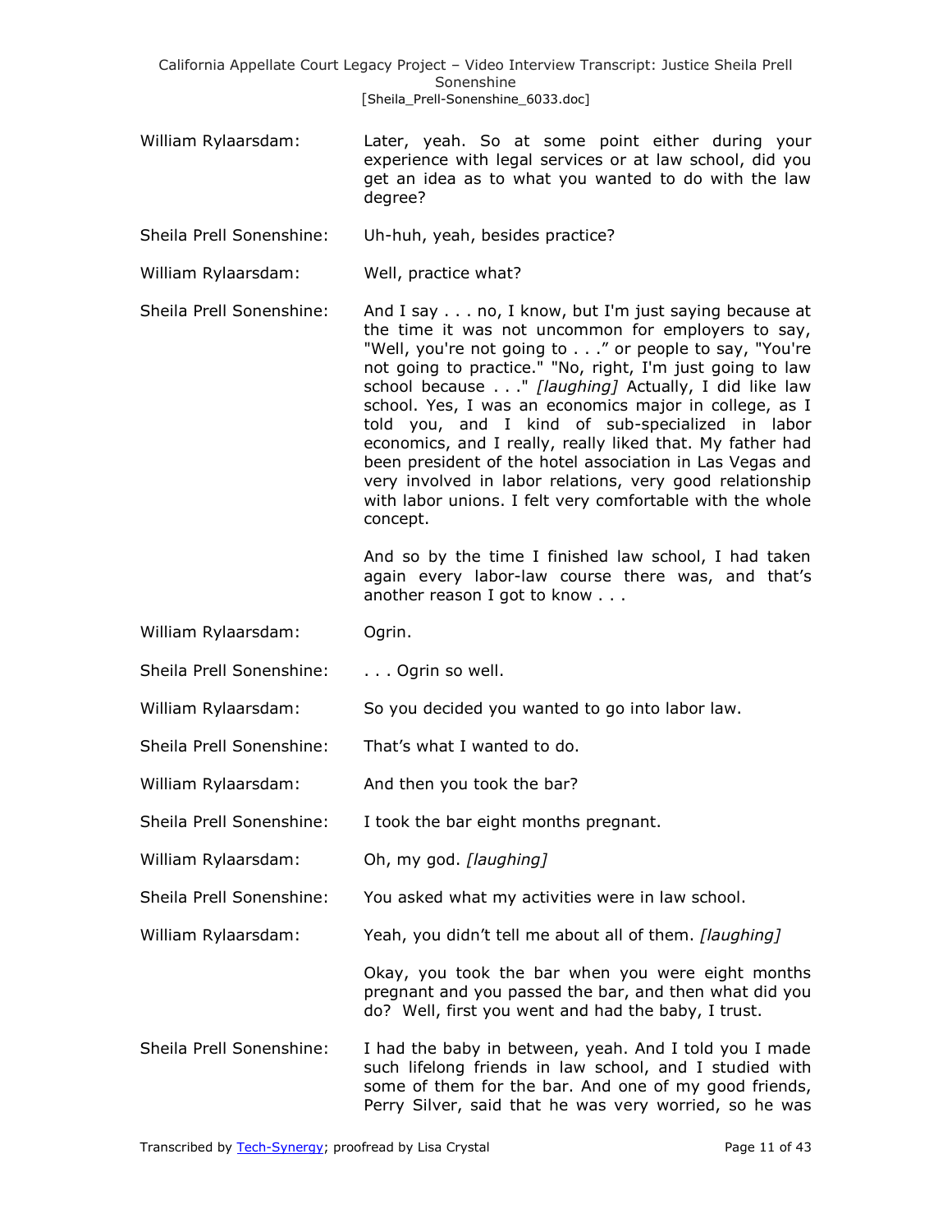**William Rylaarsdam:** Later, yeah. So at some point either during your experience with legal services or at law school, did you get an idea as to what you wanted to do with the law degree?

**Sheila Prell Sonenshine:** Uh-huh, yeah, besides practice?

**William Rylaarsdam:** Well, practice what?

**Sheila Prell Sonenshine:** And I say . . . no, I know, but I'm just saying because at the time it was not uncommon for employers to say, "Well, you're not going to . . ." or people to say, "You're not going to practice." "No, right, I'm just going to law school because . . ." *[laughing]* Actually, I did like law school. Yes, I was an economics major in college, as I told you, and I kind of sub-specialized in labor economics, and I really, really liked that. My father had been president of the hotel association in Las Vegas and very involved in labor relations, very good relationship with labor unions. I felt very comfortable with the whole concept.

And so by the time I finished law school, I had taken again every labor-law course there was, and that's another reason I got to know . . .

**William Rylaarsdam:** Ogrin.

**Sheila Prell Sonenshine:** . . . Ogrin so well.

**William Rylaarsdam:** So you decided you wanted to go into labor law.

**Sheila Prell Sonenshine:** That's what I wanted to do.

**William Rylaarsdam:** And then you took the bar?

**Sheila Prell Sonenshine:** I took the bar eight months pregnant.

**William Rylaarsdam:** Oh, my god. *[laughing]*

**Sheila Prell Sonenshine:** You asked what my activities were in law school.

**William Rylaarsdam:** Yeah, you didn't tell me about all of them. *[laughing]*

Okay, you took the bar when you were eight months pregnant and you passed the bar, and then what did you do? Well, first you went and had the baby, I trust.

**Sheila Prell Sonenshine:** I had the baby in between, yeah. And I told you I made such lifelong friends in law school, and I studied with some of them for the bar. And one of my good friends, Perry Silver, said that he was very worried, so he was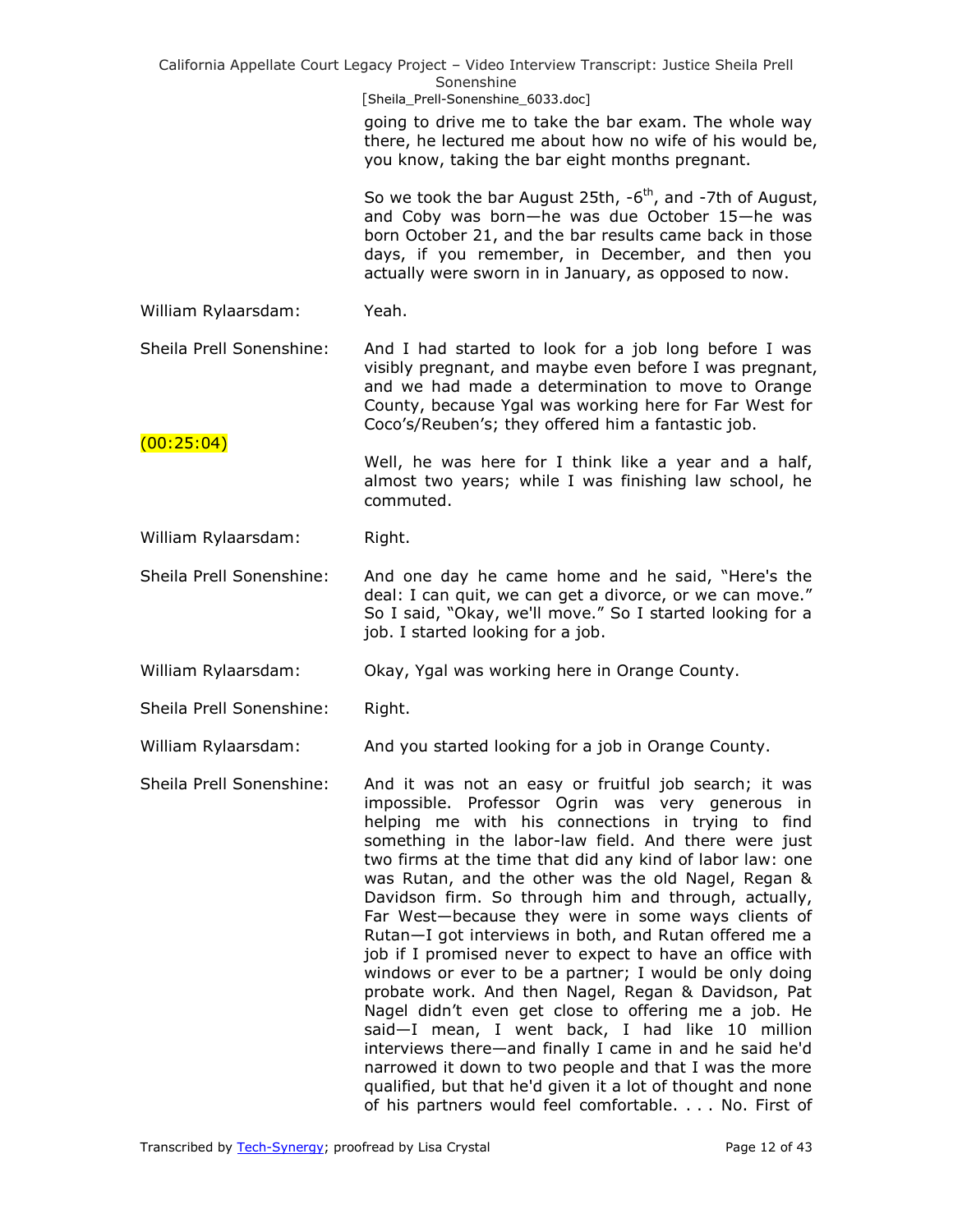going to drive me to take the bar exam. The whole way there, he lectured me about how no wife of his would be, you know, taking the bar eight months pregnant.

So we took the bar August 25th, -6th, and -7th of August, and Coby was born—he was due October 15—he was born October 21, and the bar results came back in those days, if you remember, in December, and then you actually were sworn in in January, as opposed to now.

**William Rylaarsdam:** Yeah.

**Sheila Prell Sonenshine:** And I had started to look for a job long before I was visibly pregnant, and maybe even before I was pregnant, and we had made a determination to move to Orange County, because Ygal was working here for Far West for Coco's/Reuben's; they offered him a fantastic job.

(00:25:04)

Well, he was here for I think like a year and a half, almost two years; while I was finishing law school, he commuted.

**William Rylaarsdam:** Right.

**Sheila Prell Sonenshine:** And one day he came home and he said, "Here's the deal: I can quit, we can get a divorce, or we can move." So I said, "Okay, we'll move." So I started looking for a job. I started looking for a job.

**William Rylaarsdam:** Okay, Ygal was working here in Orange County.

**Sheila Prell Sonenshine:** Right.

**William Rylaarsdam:** And you started looking for a job in Orange County.

**Sheila Prell Sonenshine:** And it was not an easy or fruitful job search; it was impossible. Professor Ogrin was very generous in helping me with his connections in trying to find something in the labor-law field. And there were just two firms at the time that did any kind of labor law: one was Rutan, and the other was the old Nagel, Regan & Davidson firm. So through him and through, actually, Far West—because they were in some ways clients of Rutan—I got interviews in both, and Rutan offered me a job if I promised never to expect to have an office with windows or ever to be a partner; I would be only doing probate work. And then Nagel, Regan & Davidson, Pat Nagel didn't even get close to offering me a job. He said—I mean, I went back, I had like 10 million interviews there—and finally I came in and he said he'd narrowed it down to two people and that I was the more qualified, but that he'd given it a lot of thought and none of his partners would feel comfortable. . . . No. First of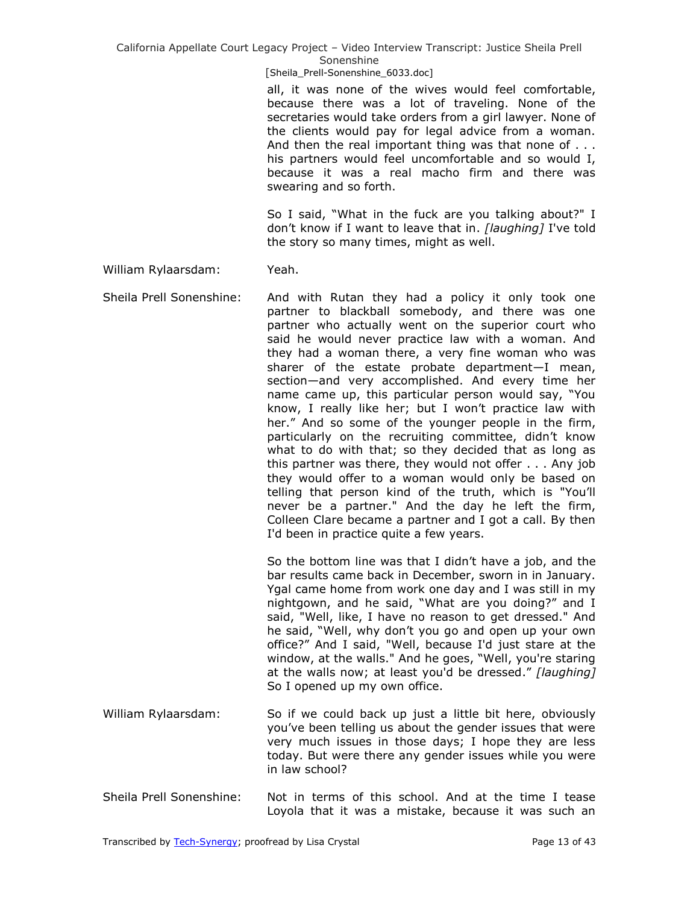all, it was none of the wives would feel comfortable, because there was a lot of traveling. None of the secretaries would take orders from a girl lawyer. None of the clients would pay for legal advice from a woman. And then the real important thing was that none of . . . his partners would feel uncomfortable and so would I, because it was a real macho firm and there was swearing and so forth.

So I said, "What in the fuck are you talking about?" I don't know if I want to leave that in. *[laughing]* I've told the story so many times, might as well.

William Rylaarsdam: Yeah.

Sheila Prell Sonenshine: And with Rutan they had a policy it only took one partner to blackball somebody, and there was one partner who actually went on the superior court who said he would never practice law with a woman. And they had a woman there, a very fine woman who was sharer of the estate probate department—I mean, section—and very accomplished. And every time her name came up, this particular person would say, "You know, I really like her; but I won't practice law with her." And so some of the younger people in the firm, particularly on the recruiting committee, didn't know what to do with that; so they decided that as long as this partner was there, they would not offer . . . Any job they would offer to a woman would only be based on telling that person kind of the truth, which is "You'll never be a partner." And the day he left the firm, Colleen Clare became a partner and I got a call. By then I'd been in practice quite a few years.

So the bottom line was that I didn't have a job, and the bar results came back in December, sworn in in January. Ygal came home from work one day and I was still in my nightgown, and he said, "What are you doing?" and I said, "Well, like, I have no reason to get dressed." And he said, "Well, why don't you go and open up your own office?" And I said, "Well, because I'd just stare at the window, at the walls." And he goes, "Well, you're staring at the walls now; at least you'd be dressed." *[laughing]* So I opened up my own office.

William Rylaarsdam: So if we could back up just a little bit here, obviously you've been telling us about the gender issues that were very much issues in those days; I hope they are less today. But were there any gender issues while you were in law school?

Sheila Prell Sonenshine: Not in terms of this school. And at the time I tease Loyola that it was a mistake, because it was such an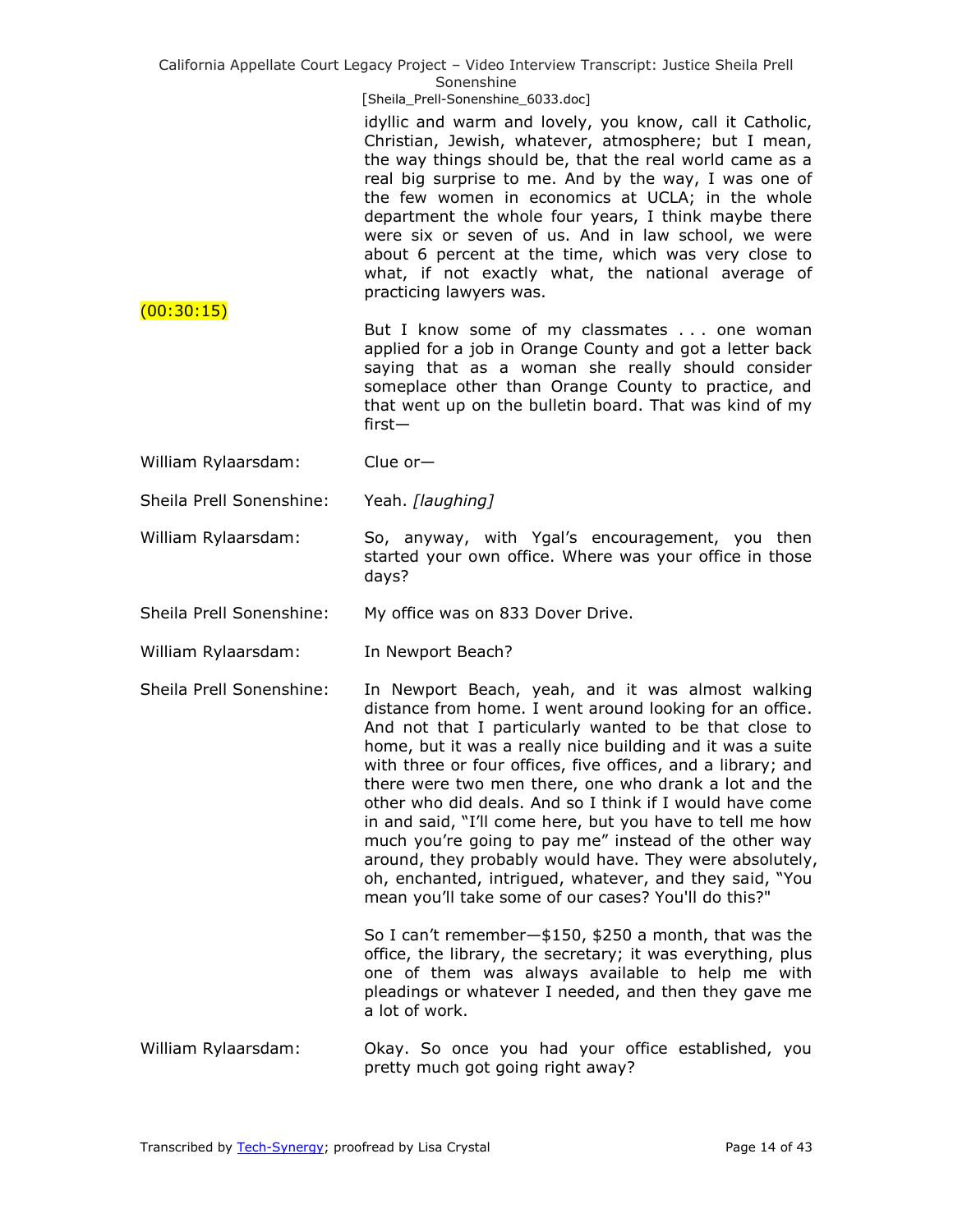idyllic and warm and lovely, you know, call it Catholic, Christian, Jewish, whatever, atmosphere; but I mean, the way things should be, that the real world came as a real big surprise to me. And by the way, I was one of the few women in economics at UCLA; in the whole department the whole four years, I think maybe there were six or seven of us. And in law school, we were about 6 percent at the time, which was very close to what, if not exactly what, the national average of practicing lawyers was.

(00:30:15)

But I know some of my classmates . . . one woman applied for a job in Orange County and got a letter back saying that as a woman she really should consider someplace other than Orange County to practice, and that went up on the bulletin board. That was kind of my first—

William Rylaarsdam: Clue or—

Sheila Prell Sonenshine: Yeah. *[laughing]*

William Rylaarsdam: So, anyway, with Ygal's encouragement, you then started your own office. Where was your office in those days?

Sheila Prell Sonenshine: My office was on 833 Dover Drive.

William Rylaarsdam: In Newport Beach?

Sheila Prell Sonenshine: In Newport Beach, yeah, and it was almost walking distance from home. I went around looking for an office. And not that I particularly wanted to be that close to home, but it was a really nice building and it was a suite with three or four offices, five offices, and a library; and there were two men there, one who drank a lot and the other who did deals. And so I think if I would have come in and said, "I'll come here, but you have to tell me how much you're going to pay me" instead of the other way around, they probably would have. They were absolutely, oh, enchanted, intrigued, whatever, and they said, "You mean you'll take some of our cases? You'll do this?"

So I can't remember—$150, $250 a month, that was the office, the library, the secretary; it was everything, plus one of them was always available to help me with pleadings or whatever I needed, and then they gave me a lot of work.

William Rylaarsdam: Okay. So once you had your office established, you pretty much got going right away?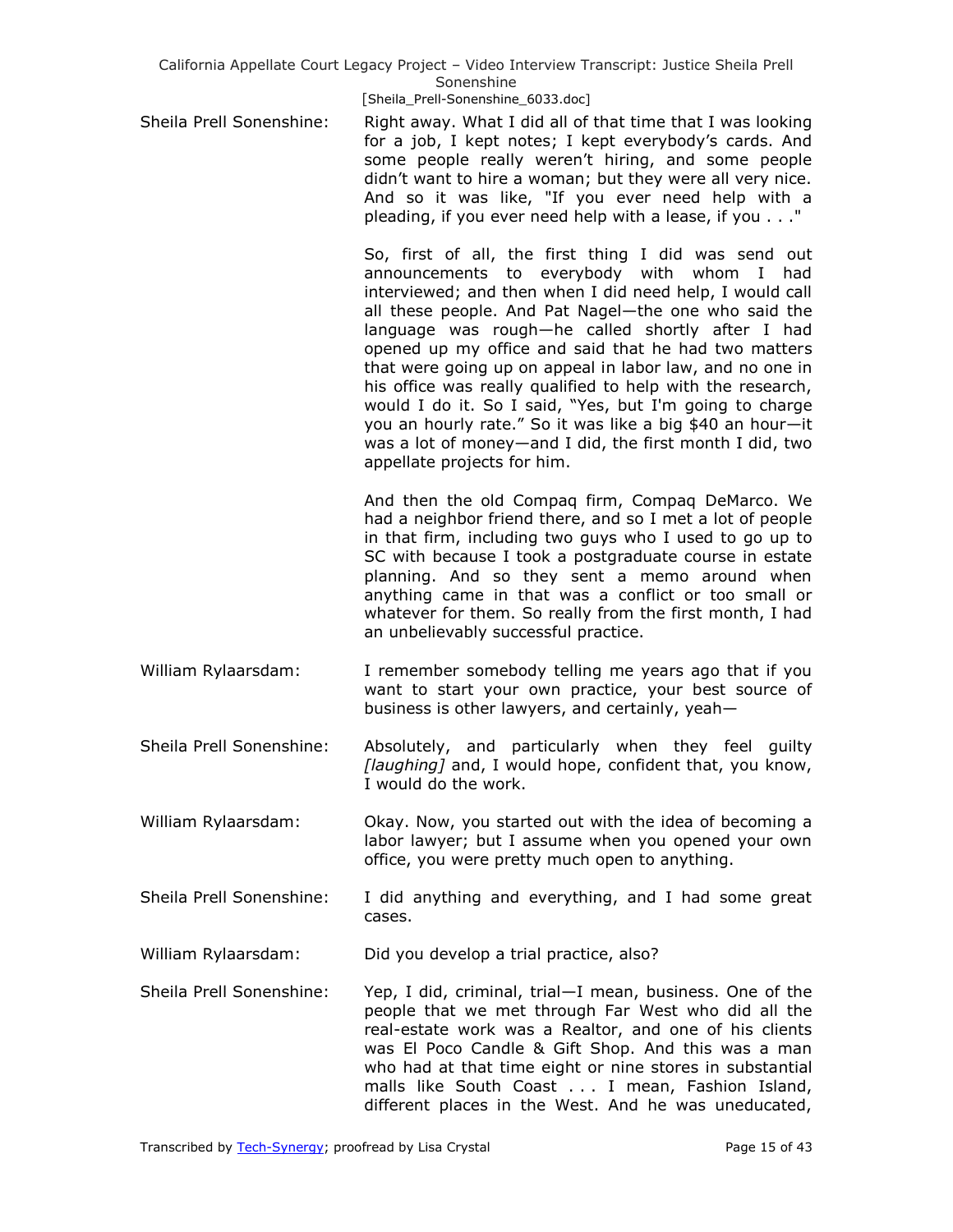Sheila Prell Sonenshine: Right away. What I did all of that time that I was looking for a job, I kept notes; I kept everybody's cards. And some people really weren't hiring, and some people didn't want to hire a woman; but they were all very nice. And so it was like, "If you ever need help with a pleading, if you ever need help with a lease, if you . . ."

So, first of all, the first thing I did was send out announcements to everybody with whom I had interviewed; and then when I did need help, I would call all these people. And Pat Nagel—the one who said the language was rough—he called shortly after I had opened up my office and said that he had two matters that were going up on appeal in labor law, and no one in his office was really qualified to help with the research, would I do it. So I said, "Yes, but I'm going to charge you an hourly rate." So it was like a big $40 an hour—it was a lot of money—and I did, the first month I did, two appellate projects for him.

And then the old Compaq firm, Compaq DeMarco. We had a neighbor friend there, and so I met a lot of people in that firm, including two guys who I used to go up to SC with because I took a postgraduate course in estate planning. And so they sent a memo around when anything came in that was a conflict or too small or whatever for them. So really from the first month, I had an unbelievably successful practice.

William Rylaarsdam: I remember somebody telling me years ago that if you want to start your own practice, your best source of business is other lawyers, and certainly, yeah—

Sheila Prell Sonenshine: Absolutely, and particularly when they feel guilty *[laughing]* and, I would hope, confident that, you know, I would do the work.

William Rylaarsdam: Okay. Now, you started out with the idea of becoming a labor lawyer; but I assume when you opened your own office, you were pretty much open to anything.

Sheila Prell Sonenshine: I did anything and everything, and I had some great cases.

William Rylaarsdam: Did you develop a trial practice, also?

Sheila Prell Sonenshine: Yep, I did, criminal, trial—I mean, business. One of the people that we met through Far West who did all the real-estate work was a Realtor, and one of his clients was El Poco Candle & Gift Shop. And this was a man who had at that time eight or nine stores in substantial malls like South Coast . . . I mean, Fashion Island, different places in the West. And he was uneducated,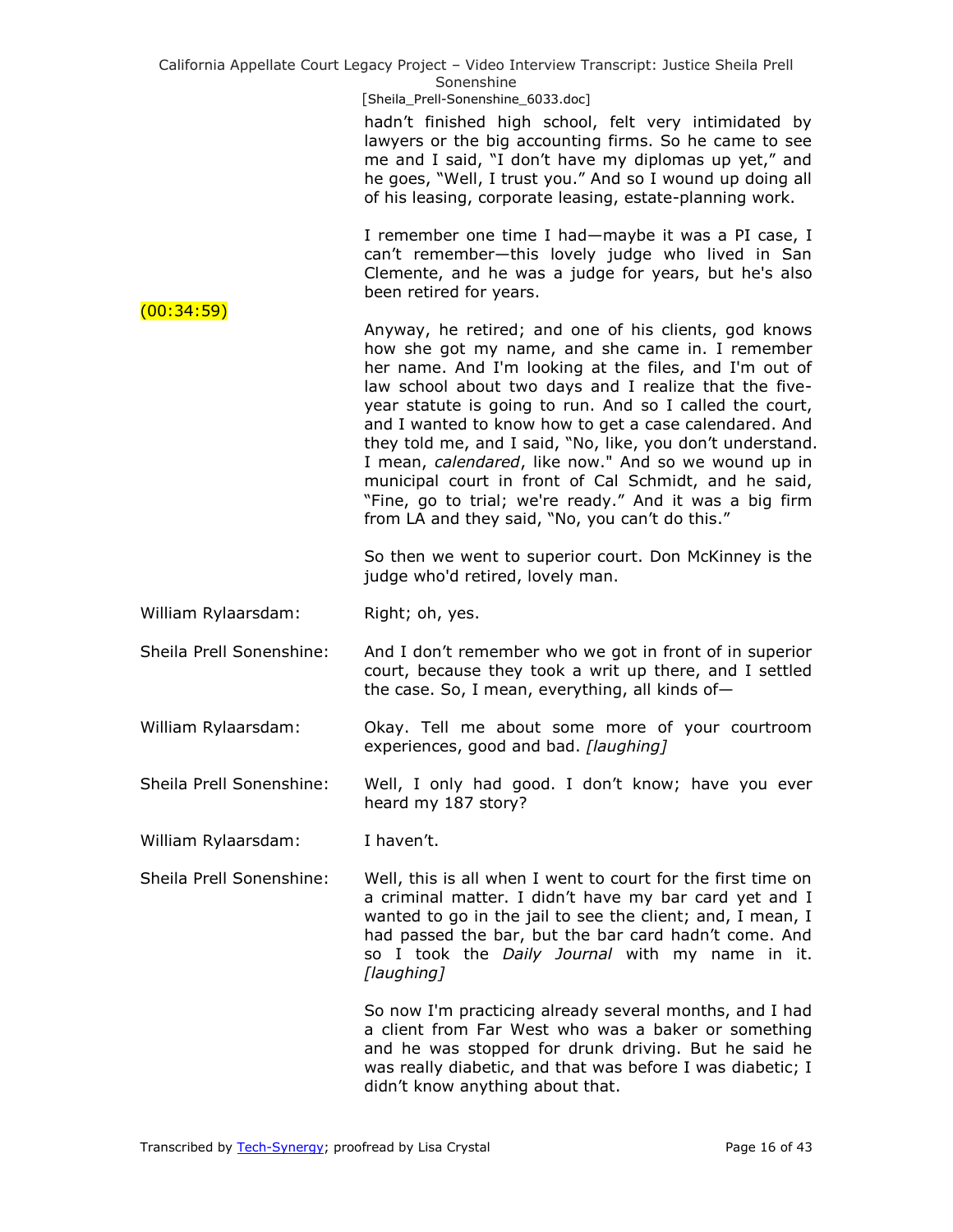hadn't finished high school, felt very intimidated by lawyers or the big accounting firms. So he came to see me and I said, "I don't have my diplomas up yet," and he goes, "Well, I trust you." And so I wound up doing all of his leasing, corporate leasing, estate-planning work.

I remember one time I had—maybe it was a PI case, I can't remember—this lovely judge who lived in San Clemente, and he was a judge for years, but he's also been retired for years.

(00:34:59)

Anyway, he retired; and one of his clients, god knows how she got my name, and she came in. I remember her name. And I'm looking at the files, and I'm out of law school about two days and I realize that the five-year statute is going to run. And so I called the court, and I wanted to know how to get a case calendared. And they told me, and I said, "No, like, you don't understand. I mean, *calendared*, like now." And so we wound up in municipal court in front of Cal Schmidt, and he said, "Fine, go to trial; we're ready." And it was a big firm from LA and they said, "No, you can't do this."

So then we went to superior court. Don McKinney is the judge who'd retired, lovely man.

William Rylaarsdam: Right; oh, yes.

Sheila Prell Sonenshine: And I don't remember who we got in front of in superior court, because they took a writ up there, and I settled the case. So, I mean, everything, all kinds of—

William Rylaarsdam: Okay. Tell me about some more of your courtroom experiences, good and bad. *[laughing]*

Sheila Prell Sonenshine: Well, I only had good. I don't know; have you ever heard my 187 story?

William Rylaarsdam: I haven't.

Sheila Prell Sonenshine: Well, this is all when I went to court for the first time on a criminal matter. I didn't have my bar card yet and I wanted to go in the jail to see the client; and, I mean, I had passed the bar, but the bar card hadn't come. And so I took the *Daily Journal* with my name in it. *[laughing]*

So now I'm practicing already several months, and I had a client from Far West who was a baker or something and he was stopped for drunk driving. But he said he was really diabetic, and that was before I was diabetic; I didn't know anything about that.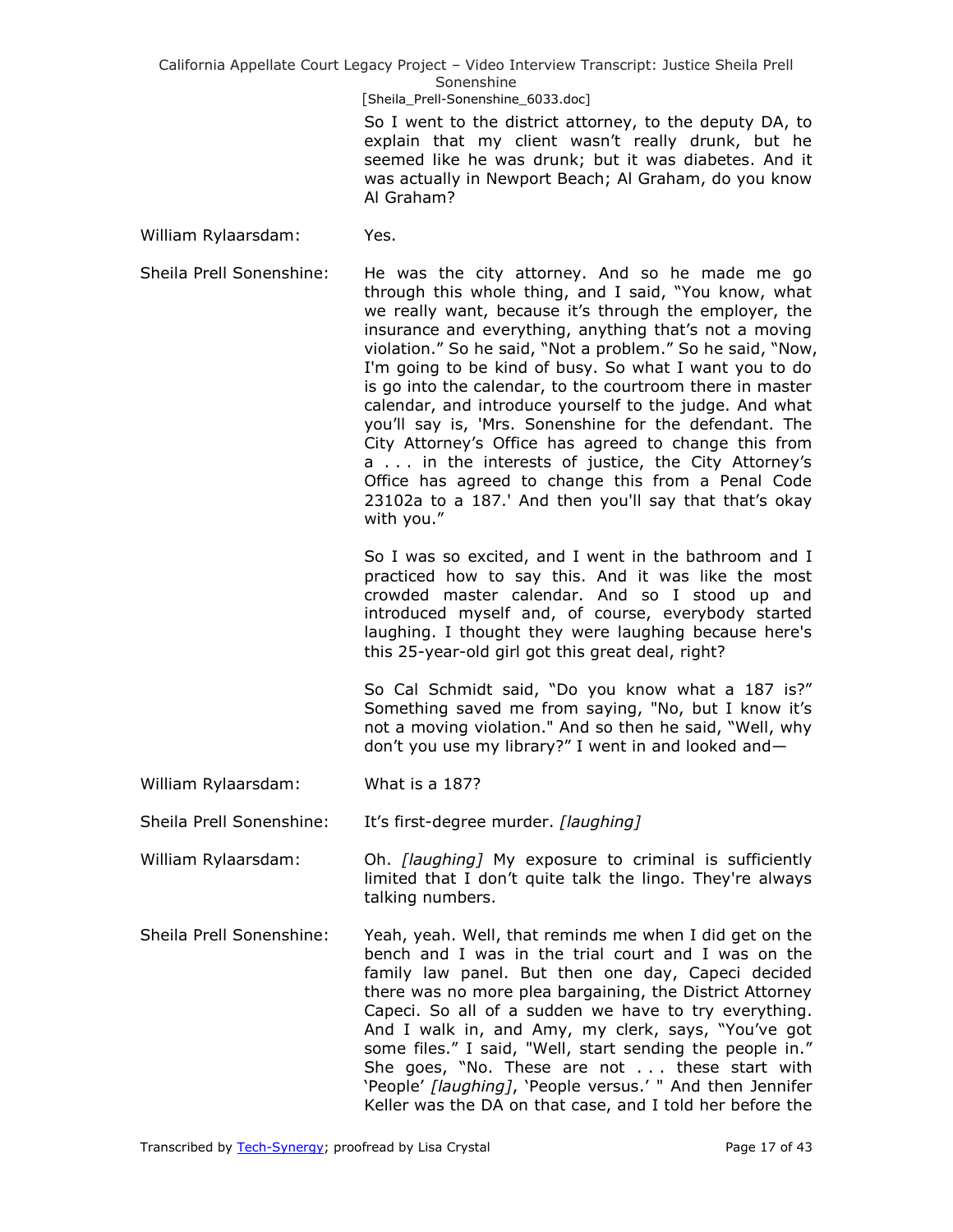So I went to the district attorney, to the deputy DA, to explain that my client wasn't really drunk, but he seemed like he was drunk; but it was diabetes. And it was actually in Newport Beach; Al Graham, do you know Al Graham?

William Rylaarsdam: Yes.

Sheila Prell Sonenshine: He was the city attorney. And so he made me go through this whole thing, and I said, "You know, what we really want, because it's through the employer, the insurance and everything, anything that's not a moving violation." So he said, "Not a problem." So he said, "Now, I'm going to be kind of busy. So what I want you to do is go into the calendar, to the courtroom there in master calendar, and introduce yourself to the judge. And what you'll say is, 'Mrs. Sonenshine for the defendant. The City Attorney's Office has agreed to change this from a . . . in the interests of justice, the City Attorney's Office has agreed to change this from a Penal Code 23102a to a 187.' And then you'll say that that's okay with you."

So I was so excited, and I went in the bathroom and I practiced how to say this. And it was like the most crowded master calendar. And so I stood up and introduced myself and, of course, everybody started laughing. I thought they were laughing because here's this 25-year-old girl got this great deal, right?

So Cal Schmidt said, "Do you know what a 187 is?" Something saved me from saying, "No, but I know it's not a moving violation." And so then he said, "Well, why don't you use my library?" I went in and looked and—

William Rylaarsdam: What is a 187?

Sheila Prell Sonenshine: It's first-degree murder. *[laughing]*

William Rylaarsdam: Oh. *[laughing]* My exposure to criminal is sufficiently limited that I don't quite talk the lingo. They're always talking numbers.

Sheila Prell Sonenshine: Yeah, yeah. Well, that reminds me when I did get on the bench and I was in the trial court and I was on the family law panel. But then one day, Capeci decided there was no more plea bargaining, the District Attorney Capeci. So all of a sudden we have to try everything. And I walk in, and Amy, my clerk, says, "You've got some files." I said, "Well, start sending the people in." She goes, "No. These are not . . . these start with 'People' *[laughing]*, 'People versus.' " And then Jennifer Keller was the DA on that case, and I told her before the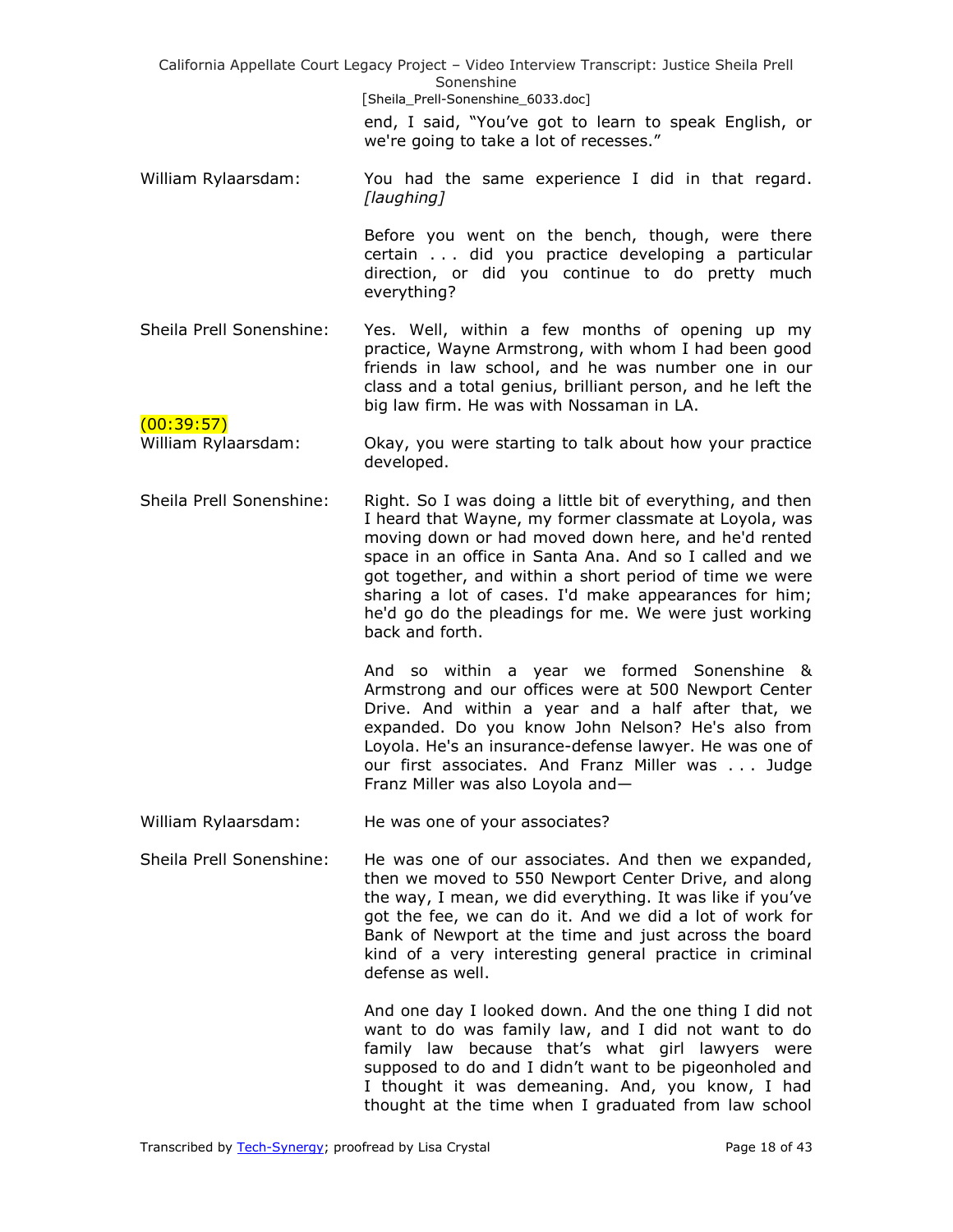end, I said, "You've got to learn to speak English, or we're going to take a lot of recesses."

William Rylaarsdam: You had the same experience I did in that regard. *[laughing]*

Before you went on the bench, though, were there certain . . . did you practice developing a particular direction, or did you continue to do pretty much everything?

Sheila Prell Sonenshine: Yes. Well, within a few months of opening up my practice, Wayne Armstrong, with whom I had been good friends in law school, and he was number one in our class and a total genius, brilliant person, and he left the big law firm. He was with Nossaman in LA.

(00:39:57)

William Rylaarsdam: Okay, you were starting to talk about how your practice developed.

Sheila Prell Sonenshine: Right. So I was doing a little bit of everything, and then I heard that Wayne, my former classmate at Loyola, was moving down or had moved down here, and he'd rented space in an office in Santa Ana. And so I called and we got together, and within a short period of time we were sharing a lot of cases. I'd make appearances for him; he'd go do the pleadings for me. We were just working back and forth.

And so within a year we formed Sonenshine & Armstrong and our offices were at 500 Newport Center Drive. And within a year and a half after that, we expanded. Do you know John Nelson? He's also from Loyola. He's an insurance-defense lawyer. He was one of our first associates. And Franz Miller was . . . Judge Franz Miller was also Loyola and—

William Rylaarsdam: He was one of your associates?

Sheila Prell Sonenshine: He was one of our associates. And then we expanded, then we moved to 550 Newport Center Drive, and along the way, I mean, we did everything. It was like if you've got the fee, we can do it. And we did a lot of work for Bank of Newport at the time and just across the board kind of a very interesting general practice in criminal defense as well.

And one day I looked down. And the one thing I did not want to do was family law, and I did not want to do family law because that's what girl lawyers were supposed to do and I didn't want to be pigeonholed and I thought it was demeaning. And, you know, I had thought at the time when I graduated from law school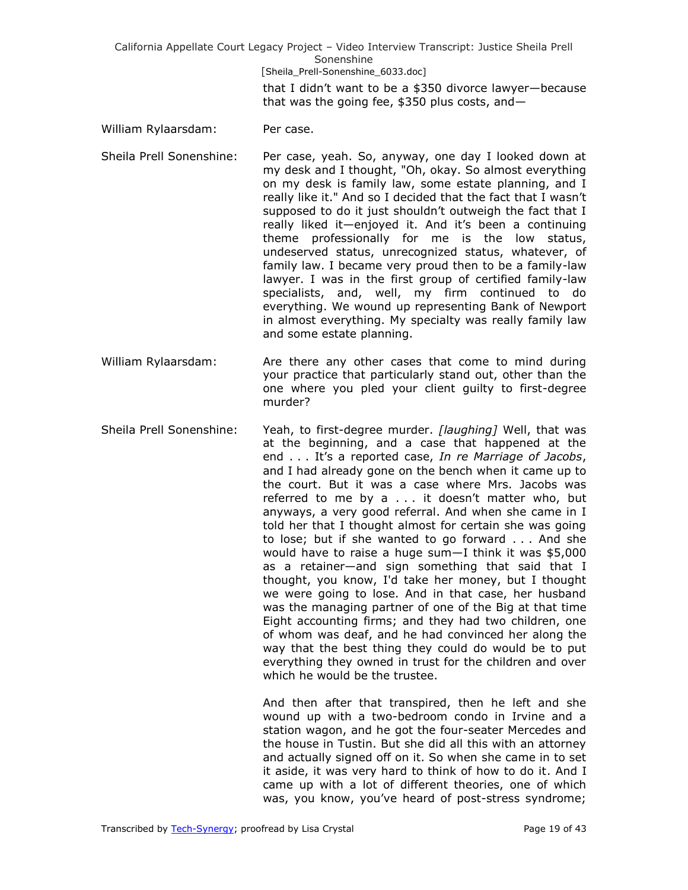that I didn't want to be a $350 divorce lawyer—because that was the going fee, $350 plus costs, and—

William Rylaarsdam: Per case.

Sheila Prell Sonenshine: Per case, yeah. So, anyway, one day I looked down at my desk and I thought, "Oh, okay. So almost everything on my desk is family law, some estate planning, and I really like it." And so I decided that the fact that I wasn't supposed to do it just shouldn't outweigh the fact that I really liked it—enjoyed it. And it's been a continuing theme professionally for me is the low status, undeserved status, unrecognized status, whatever, of family law. I became very proud then to be a family-law lawyer. I was in the first group of certified family-law specialists, and, well, my firm continued to do everything. We wound up representing Bank of Newport in almost everything. My specialty was really family law and some estate planning.

William Rylaarsdam: Are there any other cases that come to mind during your practice that particularly stand out, other than the one where you pled your client guilty to first-degree murder?

Sheila Prell Sonenshine: Yeah, to first-degree murder. *[laughing]* Well, that was at the beginning, and a case that happened at the end . . . It's a reported case, *In re Marriage of Jacobs*, and I had already gone on the bench when it came up to the court. But it was a case where Mrs. Jacobs was referred to me by a . . . it doesn't matter who, but anyways, a very good referral. And when she came in I told her that I thought almost for certain she was going to lose; but if she wanted to go forward . . . And she would have to raise a huge sum—I think it was $5,000 as a retainer—and sign something that said that I thought, you know, I'd take her money, but I thought we were going to lose. And in that case, her husband was the managing partner of one of the Big at that time Eight accounting firms; and they had two children, one of whom was deaf, and he had convinced her along the way that the best thing they could do would be to put everything they owned in trust for the children and over which he would be the trustee.

And then after that transpired, then he left and she wound up with a two-bedroom condo in Irvine and a station wagon, and he got the four-seater Mercedes and the house in Tustin. But she did all this with an attorney and actually signed off on it. So when she came in to set it aside, it was very hard to think of how to do it. And I came up with a lot of different theories, one of which was, you know, you've heard of post-stress syndrome;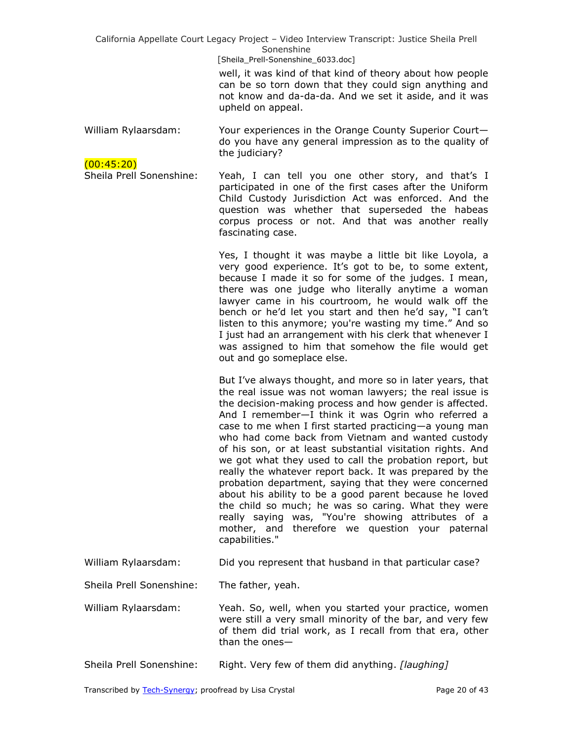well, it was kind of that kind of theory about how people can be so torn down that they could sign anything and not know and da-da-da. And we set it aside, and it was upheld on appeal.

William Rylaarsdam: Your experiences in the Orange County Superior Court—do you have any general impression as to the quality of the judiciary?

(00:45:20)

Sheila Prell Sonenshine: Yeah, I can tell you one other story, and that's I participated in one of the first cases after the Uniform Child Custody Jurisdiction Act was enforced. And the question was whether that superseded the habeas corpus process or not. And that was another really fascinating case.

Yes, I thought it was maybe a little bit like Loyola, a very good experience. It's got to be, to some extent, because I made it so for some of the judges. I mean, there was one judge who literally anytime a woman lawyer came in his courtroom, he would walk off the bench or he'd let you start and then he'd say, "I can't listen to this anymore; you're wasting my time." And so I just had an arrangement with his clerk that whenever I was assigned to him that somehow the file would get out and go someplace else.

But I've always thought, and more so in later years, that the real issue was not woman lawyers; the real issue is the decision-making process and how gender is affected. And I remember—I think it was Ogrin who referred a case to me when I first started practicing—a young man who had come back from Vietnam and wanted custody of his son, or at least substantial visitation rights. And we got what they used to call the probation report, but really the whatever report back. It was prepared by the probation department, saying that they were concerned about his ability to be a good parent because he loved the child so much; he was so caring. What they were really saying was, "You're showing attributes of a mother, and therefore we question your paternal capabilities."

William Rylaarsdam: Did you represent that husband in that particular case?

Sheila Prell Sonenshine: The father, yeah.

William Rylaarsdam: Yeah. So, well, when you started your practice, women were still a very small minority of the bar, and very few of them did trial work, as I recall from that era, other than the ones—

Sheila Prell Sonenshine: Right. Very few of them did anything. *[laughing]*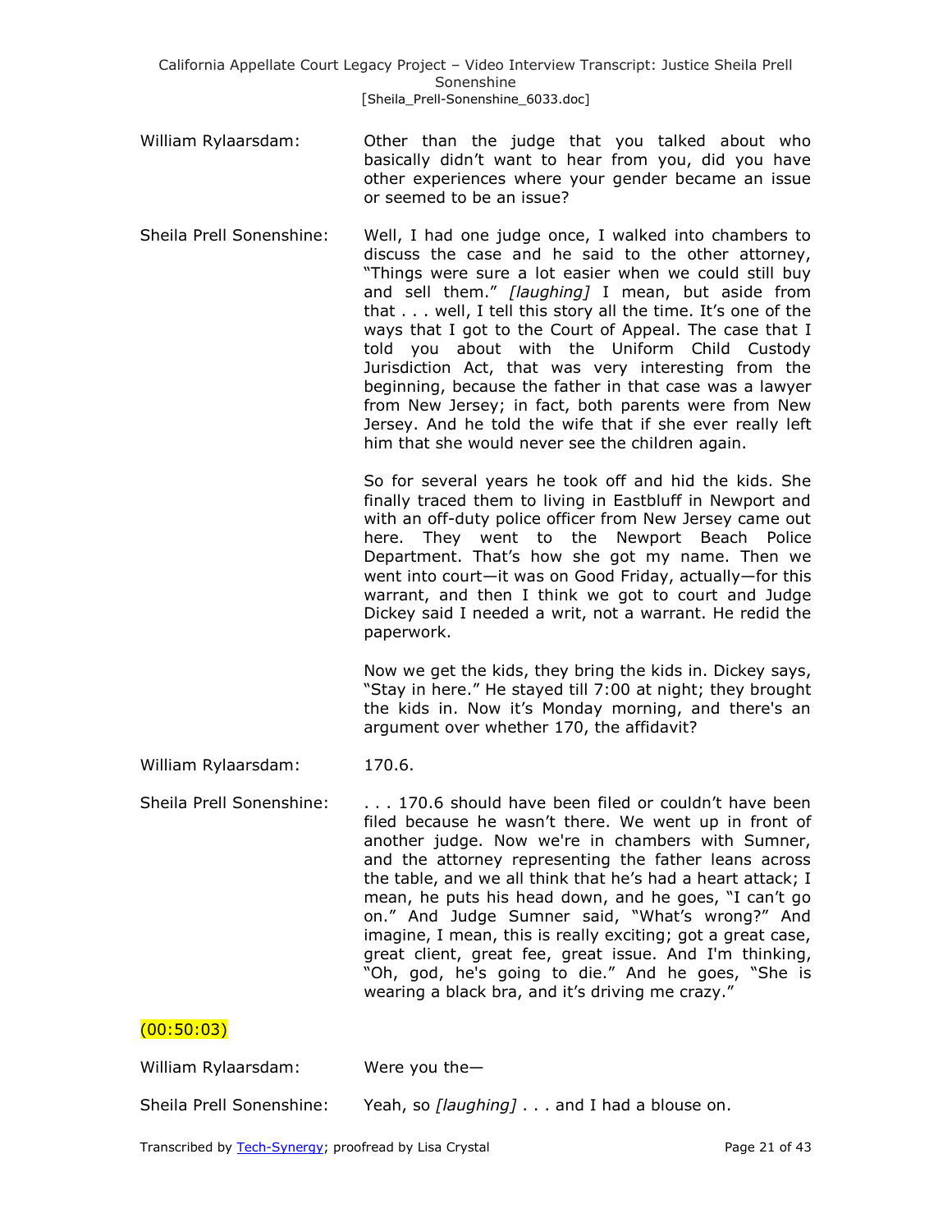William Rylaarsdam: Other than the judge that you talked about who basically didn't want to hear from you, did you have other experiences where your gender became an issue or seemed to be an issue?

Sheila Prell Sonenshine: Well, I had one judge once, I walked into chambers to discuss the case and he said to the other attorney, "Things were sure a lot easier when we could still buy and sell them." *[laughing]* I mean, but aside from that . . . well, I tell this story all the time. It's one of the ways that I got to the Court of Appeal. The case that I told you about with the Uniform Child Custody Jurisdiction Act, that was very interesting from the beginning, because the father in that case was a lawyer from New Jersey; in fact, both parents were from New Jersey. And he told the wife that if she ever really left him that she would never see the children again.

So for several years he took off and hid the kids. She finally traced them to living in Eastbluff in Newport and with an off-duty police officer from New Jersey came out here. They went to the Newport Beach Police Department. That's how she got my name. Then we went into court—it was on Good Friday, actually—for this warrant, and then I think we got to court and Judge Dickey said I needed a writ, not a warrant. He redid the paperwork.

Now we get the kids, they bring the kids in. Dickey says, "Stay in here." He stayed till 7:00 at night; they brought the kids in. Now it's Monday morning, and there's an argument over whether 170, the affidavit?

William Rylaarsdam: 170.6.

Sheila Prell Sonenshine: . . . 170.6 should have been filed or couldn't have been filed because he wasn't there. We went up in front of another judge. Now we're in chambers with Sumner, and the attorney representing the father leans across the table, and we all think that he's had a heart attack; I mean, he puts his head down, and he goes, "I can't go on." And Judge Sumner said, "What's wrong?" And imagine, I mean, this is really exciting; got a great case, great client, great fee, great issue. And I'm thinking, "Oh, god, he's going to die." And he goes, "She is wearing a black bra, and it's driving me crazy."

(00:50:03)

William Rylaarsdam: Were you the—

Sheila Prell Sonenshine: Yeah, so *[laughing]* . . . and I had a blouse on.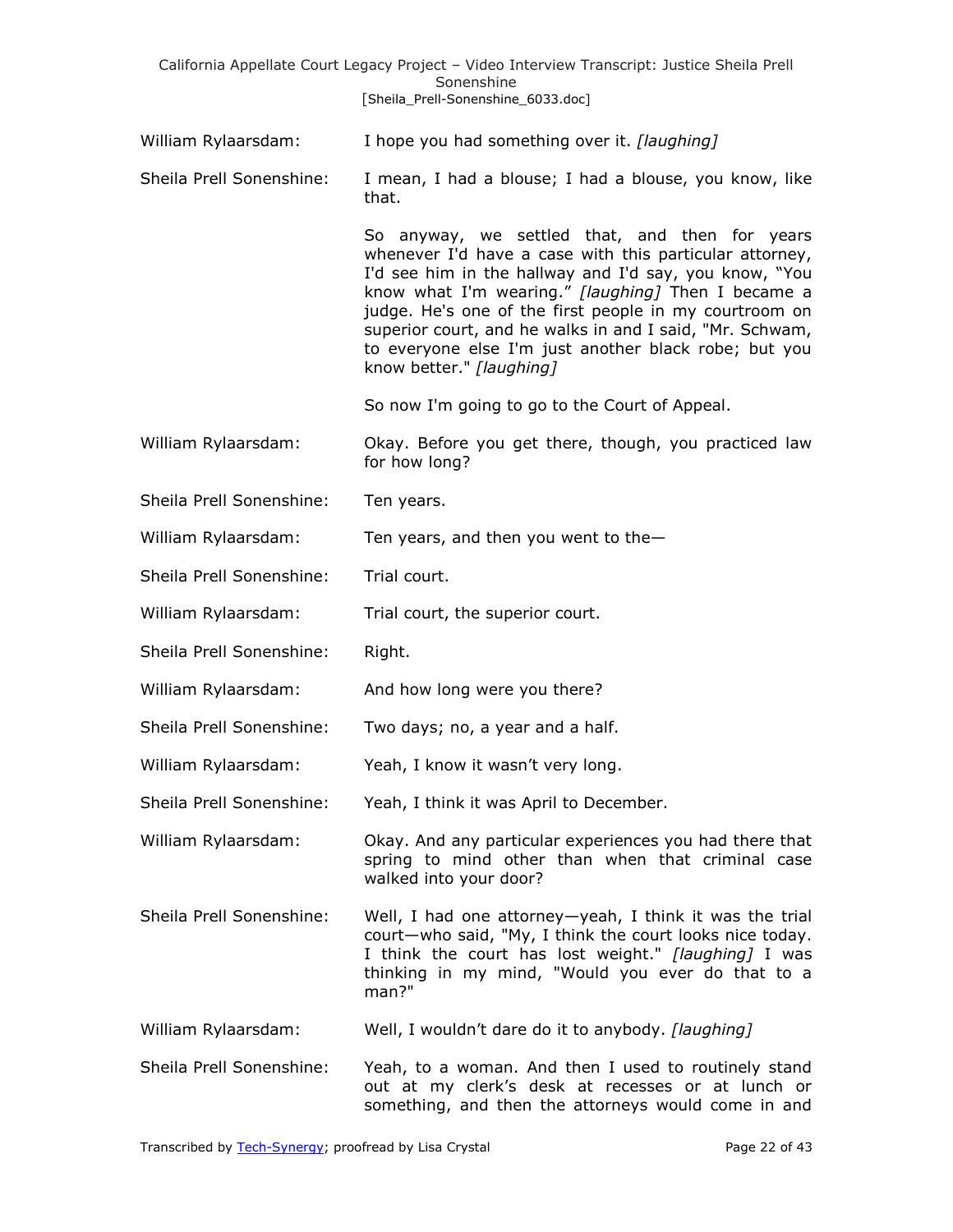William Rylaarsdam: I hope you had something over it. *[laughing]*

Sheila Prell Sonenshine: I mean, I had a blouse; I had a blouse, you know, like that.

So anyway, we settled that, and then for years whenever I'd have a case with this particular attorney, I'd see him in the hallway and I'd say, you know, "You know what I'm wearing." *[laughing]* Then I became a judge. He's one of the first people in my courtroom on superior court, and he walks in and I said, "Mr. Schwam, to everyone else I'm just another black robe; but you know better." *[laughing]*

So now I'm going to go to the Court of Appeal.

William Rylaarsdam: Okay. Before you get there, though, you practiced law for how long?

Sheila Prell Sonenshine: Ten years.

William Rylaarsdam: Ten years, and then you went to the—

Sheila Prell Sonenshine: Trial court.

William Rylaarsdam: Trial court, the superior court.

Sheila Prell Sonenshine: Right.

William Rylaarsdam: And how long were you there?

Sheila Prell Sonenshine: Two days; no, a year and a half.

William Rylaarsdam: Yeah, I know it wasn't very long.

Sheila Prell Sonenshine: Yeah, I think it was April to December.

William Rylaarsdam: Okay. And any particular experiences you had there that spring to mind other than when that criminal case walked into your door?

Sheila Prell Sonenshine: Well, I had one attorney—yeah, I think it was the trial court—who said, "My, I think the court looks nice today. I think the court has lost weight." *[laughing]* I was thinking in my mind, "Would you ever do that to a man?"

William Rylaarsdam: Well, I wouldn't dare do it to anybody. *[laughing]*

Sheila Prell Sonenshine: Yeah, to a woman. And then I used to routinely stand out at my clerk's desk at recesses or at lunch or something, and then the attorneys would come in and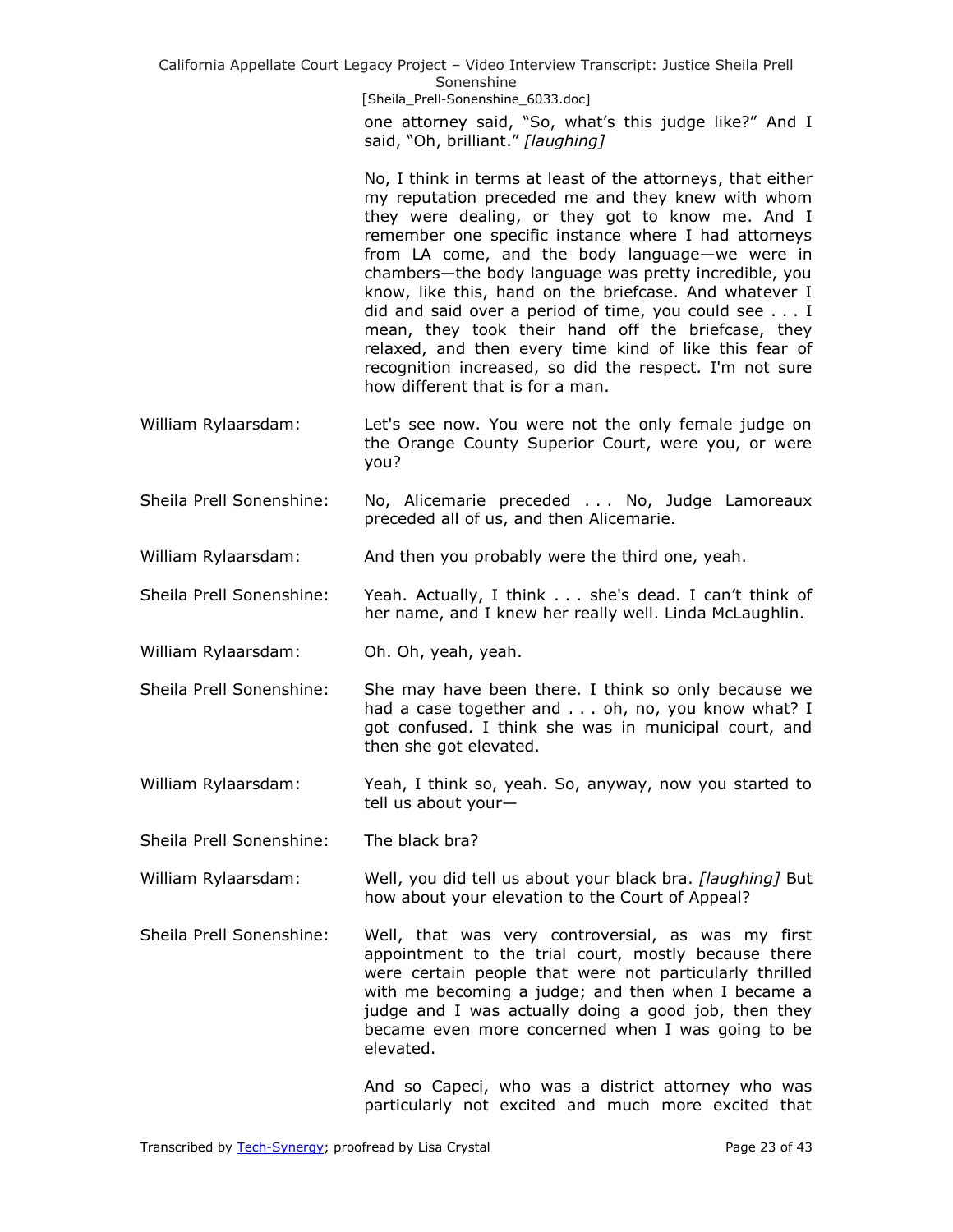one attorney said, "So, what's this judge like?" And I said, "Oh, brilliant." *[laughing]*

No, I think in terms at least of the attorneys, that either my reputation preceded me and they knew with whom they were dealing, or they got to know me. And I remember one specific instance where I had attorneys from LA come, and the body language—we were in chambers—the body language was pretty incredible, you know, like this, hand on the briefcase. And whatever I did and said over a period of time, you could see . . . I mean, they took their hand off the briefcase, they relaxed, and then every time kind of like this fear of recognition increased, so did the respect. I'm not sure how different that is for a man.

**William Rylaarsdam:** Let's see now. You were not the only female judge on the Orange County Superior Court, were you, or were you?

**Sheila Prell Sonenshine:** No, Alicemarie preceded . . . No, Judge Lamoreaux preceded all of us, and then Alicemarie.

**William Rylaarsdam:** And then you probably were the third one, yeah.

**Sheila Prell Sonenshine:** Yeah. Actually, I think . . . she's dead. I can't think of her name, and I knew her really well. Linda McLaughlin.

**William Rylaarsdam:** Oh. Oh, yeah, yeah.

**Sheila Prell Sonenshine:** She may have been there. I think so only because we had a case together and . . . oh, no, you know what? I got confused. I think she was in municipal court, and then she got elevated.

**William Rylaarsdam:** Yeah, I think so, yeah. So, anyway, now you started to tell us about your—

**Sheila Prell Sonenshine:** The black bra?

**William Rylaarsdam:** Well, you did tell us about your black bra. *[laughing]* But how about your elevation to the Court of Appeal?

**Sheila Prell Sonenshine:** Well, that was very controversial, as was my first appointment to the trial court, mostly because there were certain people that were not particularly thrilled with me becoming a judge; and then when I became a judge and I was actually doing a good job, then they became even more concerned when I was going to be elevated.

And so Capeci, who was a district attorney who was particularly not excited and much more excited that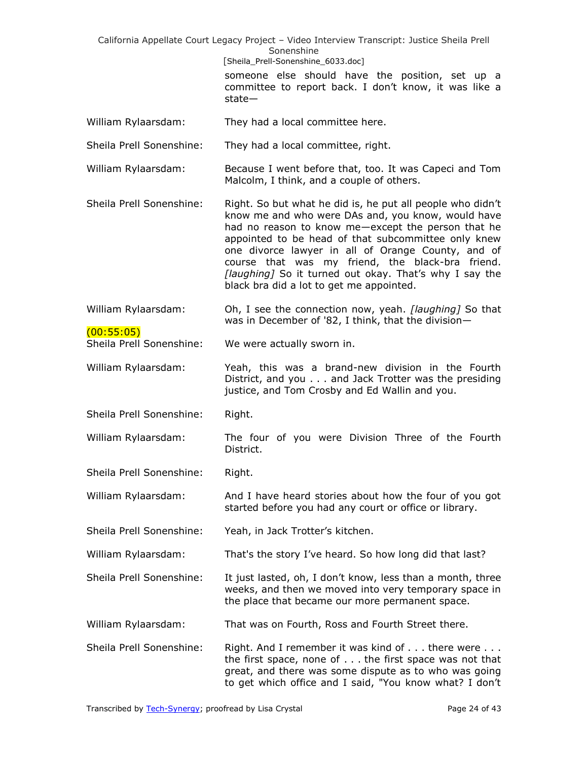someone else should have the position, set up a committee to report back. I don't know, it was like a state—

William Rylaarsdam: They had a local committee here.

Sheila Prell Sonenshine: They had a local committee, right.

William Rylaarsdam: Because I went before that, too. It was Capeci and Tom Malcolm, I think, and a couple of others.

Sheila Prell Sonenshine: Right. So but what he did is, he put all people who didn't know me and who were DAs and, you know, would have had no reason to know me—except the person that he appointed to be head of that subcommittee only knew one divorce lawyer in all of Orange County, and of course that was my friend, the black-bra friend. *[laughing]* So it turned out okay. That's why I say the black bra did a lot to get me appointed.

William Rylaarsdam: Oh, I see the connection now, yeah. *[laughing]* So that was in December of '82, I think, that the division—

(00:55:05)

Sheila Prell Sonenshine: We were actually sworn in.

William Rylaarsdam: Yeah, this was a brand-new division in the Fourth District, and you . . . and Jack Trotter was the presiding justice, and Tom Crosby and Ed Wallin and you.

Sheila Prell Sonenshine: Right.

William Rylaarsdam: The four of you were Division Three of the Fourth District.

Sheila Prell Sonenshine: Right.

William Rylaarsdam: And I have heard stories about how the four of you got started before you had any court or office or library.

Sheila Prell Sonenshine: Yeah, in Jack Trotter's kitchen.

William Rylaarsdam: That's the story I've heard. So how long did that last?

Sheila Prell Sonenshine: It just lasted, oh, I don't know, less than a month, three weeks, and then we moved into very temporary space in the place that became our more permanent space.

William Rylaarsdam: That was on Fourth, Ross and Fourth Street there.

Sheila Prell Sonenshine: Right. And I remember it was kind of . . . there were . . . the first space, none of . . . the first space was not that great, and there was some dispute as to who was going to get which office and I said, "You know what? I don't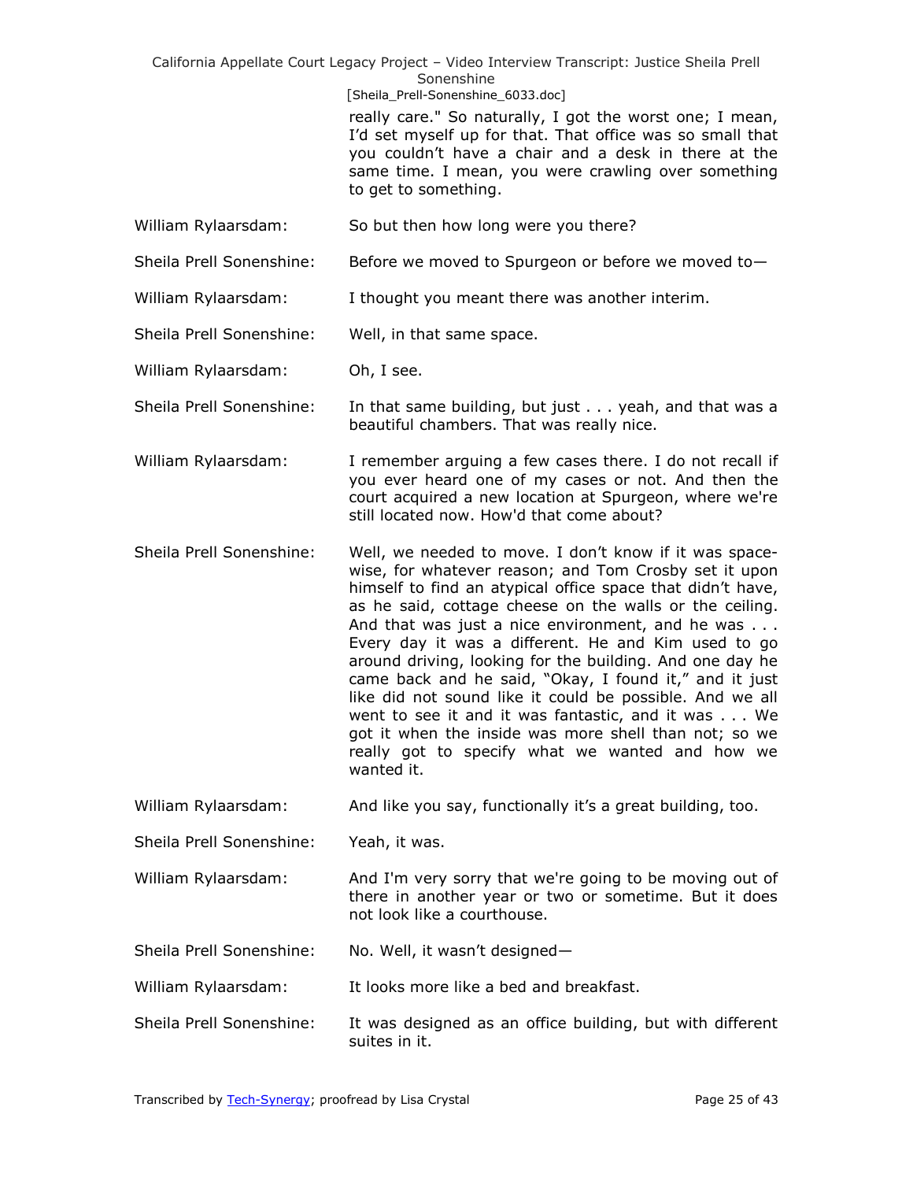really care." So naturally, I got the worst one; I mean, I'd set myself up for that. That office was so small that you couldn't have a chair and a desk in there at the same time. I mean, you were crawling over something to get to something.

William Rylaarsdam: So but then how long were you there?

Sheila Prell Sonenshine: Before we moved to Spurgeon or before we moved to—

William Rylaarsdam: I thought you meant there was another interim.

Sheila Prell Sonenshine: Well, in that same space.

William Rylaarsdam: Oh, I see.

Sheila Prell Sonenshine: In that same building, but just . . . yeah, and that was a beautiful chambers. That was really nice.

William Rylaarsdam: I remember arguing a few cases there. I do not recall if you ever heard one of my cases or not. And then the court acquired a new location at Spurgeon, where we're still located now. How'd that come about?

Sheila Prell Sonenshine: Well, we needed to move. I don't know if it was space-wise, for whatever reason; and Tom Crosby set it upon himself to find an atypical office space that didn't have, as he said, cottage cheese on the walls or the ceiling. And that was just a nice environment, and he was . . . Every day it was a different. He and Kim used to go around driving, looking for the building. And one day he came back and he said, "Okay, I found it," and it just like did not sound like it could be possible. And we all went to see it and it was fantastic, and it was . . . We got it when the inside was more shell than not; so we really got to specify what we wanted and how we wanted it.

William Rylaarsdam: And like you say, functionally it's a great building, too.

Sheila Prell Sonenshine: Yeah, it was.

William Rylaarsdam: And I'm very sorry that we're going to be moving out of there in another year or two or sometime. But it does not look like a courthouse.

Sheila Prell Sonenshine: No. Well, it wasn't designed—

William Rylaarsdam: It looks more like a bed and breakfast.

Sheila Prell Sonenshine: It was designed as an office building, but with different suites in it.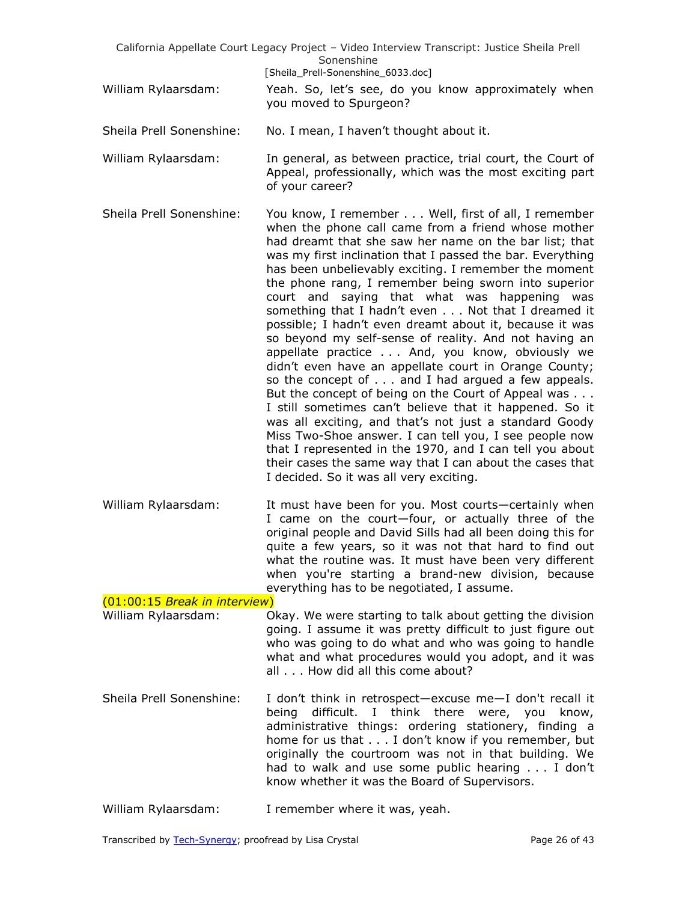William Rylaarsdam: Yeah. So, let's see, do you know approximately when you moved to Spurgeon?

Sheila Prell Sonenshine: No. I mean, I haven't thought about it.

William Rylaarsdam: In general, as between practice, trial court, the Court of Appeal, professionally, which was the most exciting part of your career?

Sheila Prell Sonenshine: You know, I remember . . . Well, first of all, I remember when the phone call came from a friend whose mother had dreamt that she saw her name on the bar list; that was my first inclination that I passed the bar. Everything has been unbelievably exciting. I remember the moment the phone rang, I remember being sworn into superior court and saying that what was happening was something that I hadn't even . . . Not that I dreamed it possible; I hadn't even dreamt about it, because it was so beyond my self-sense of reality. And not having an appellate practice . . . And, you know, obviously we didn't even have an appellate court in Orange County; so the concept of . . . and I had argued a few appeals. But the concept of being on the Court of Appeal was . . . I still sometimes can't believe that it happened. So it was all exciting, and that's not just a standard Goody Miss Two-Shoe answer. I can tell you, I see people now that I represented in the 1970, and I can tell you about their cases the same way that I can about the cases that I decided. So it was all very exciting.

William Rylaarsdam: It must have been for you. Most courts—certainly when I came on the court—four, or actually three of the original people and David Sills had all been doing this for quite a few years, so it was not that hard to find out what the routine was. It must have been very different when you're starting a brand-new division, because everything has to be negotiated, I assume.

(01:00:15 *Break in interview*)

William Rylaarsdam: Okay. We were starting to talk about getting the division going. I assume it was pretty difficult to just figure out who was going to do what and who was going to handle what and what procedures would you adopt, and it was all . . . How did all this come about?

Sheila Prell Sonenshine: I don't think in retrospect—excuse me—I don't recall it being difficult. I think there were, you know, administrative things: ordering stationery, finding a home for us that . . . I don't know if you remember, but originally the courtroom was not in that building. We had to walk and use some public hearing . . . I don't know whether it was the Board of Supervisors.

William Rylaarsdam: I remember where it was, yeah.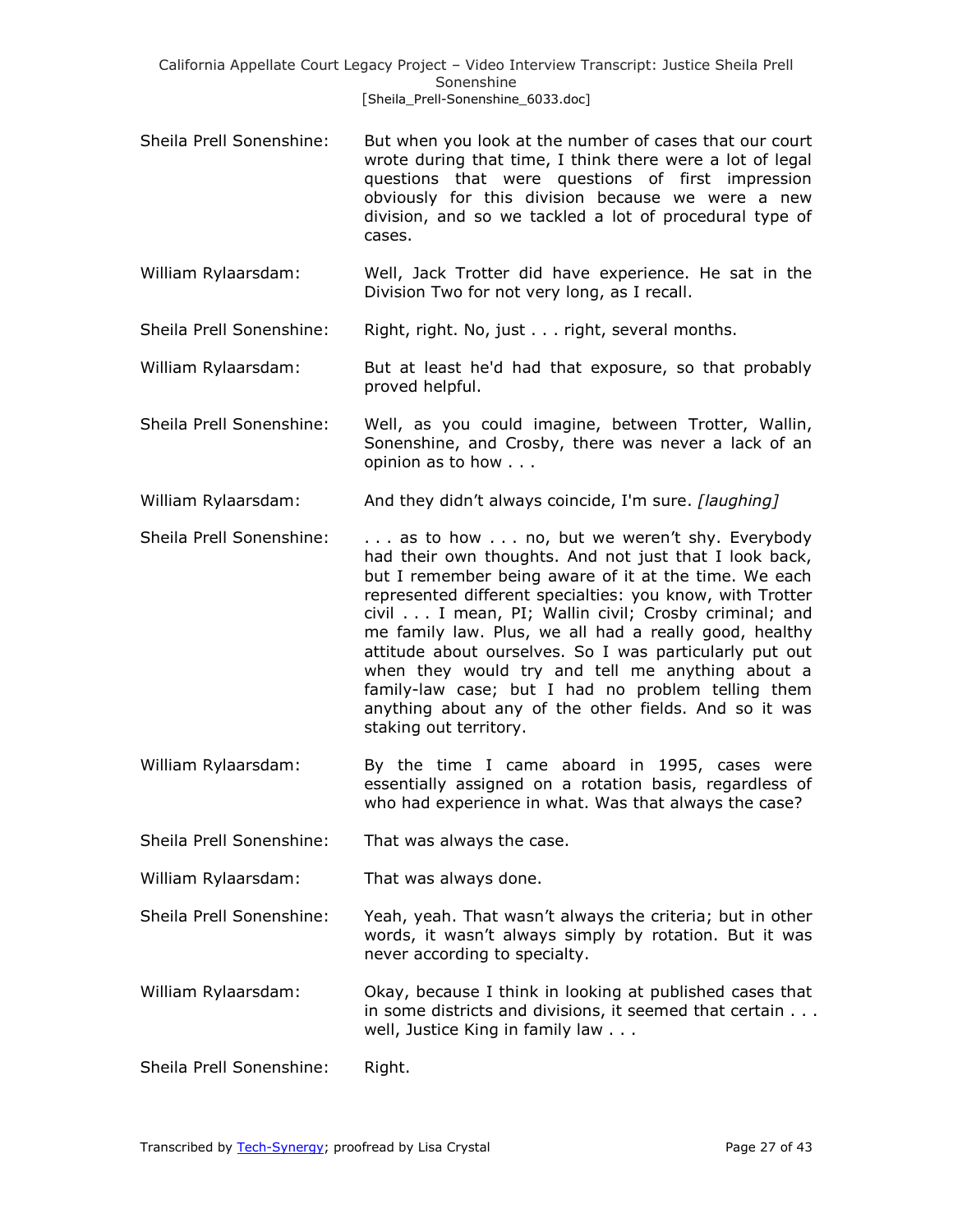Sheila Prell Sonenshine: But when you look at the number of cases that our court wrote during that time, I think there were a lot of legal questions that were questions of first impression obviously for this division because we were a new division, and so we tackled a lot of procedural type of cases.

William Rylaarsdam: Well, Jack Trotter did have experience. He sat in the Division Two for not very long, as I recall.

Sheila Prell Sonenshine: Right, right. No, just . . . right, several months.

William Rylaarsdam: But at least he'd had that exposure, so that probably proved helpful.

Sheila Prell Sonenshine: Well, as you could imagine, between Trotter, Wallin, Sonenshine, and Crosby, there was never a lack of an opinion as to how . . .

William Rylaarsdam: And they didn't always coincide, I'm sure. *[laughing]*

Sheila Prell Sonenshine: . . . as to how . . . no, but we weren't shy. Everybody had their own thoughts. And not just that I look back, but I remember being aware of it at the time. We each represented different specialties: you know, with Trotter civil . . . I mean, PI; Wallin civil; Crosby criminal; and me family law. Plus, we all had a really good, healthy attitude about ourselves. So I was particularly put out when they would try and tell me anything about a family-law case; but I had no problem telling them anything about any of the other fields. And so it was staking out territory.

William Rylaarsdam: By the time I came aboard in 1995, cases were essentially assigned on a rotation basis, regardless of who had experience in what. Was that always the case?

Sheila Prell Sonenshine: That was always the case.

William Rylaarsdam: That was always done.

Sheila Prell Sonenshine: Yeah, yeah. That wasn't always the criteria; but in other words, it wasn't always simply by rotation. But it was never according to specialty.

William Rylaarsdam: Okay, because I think in looking at published cases that in some districts and divisions, it seemed that certain . . . well, Justice King in family law . . .

Sheila Prell Sonenshine: Right.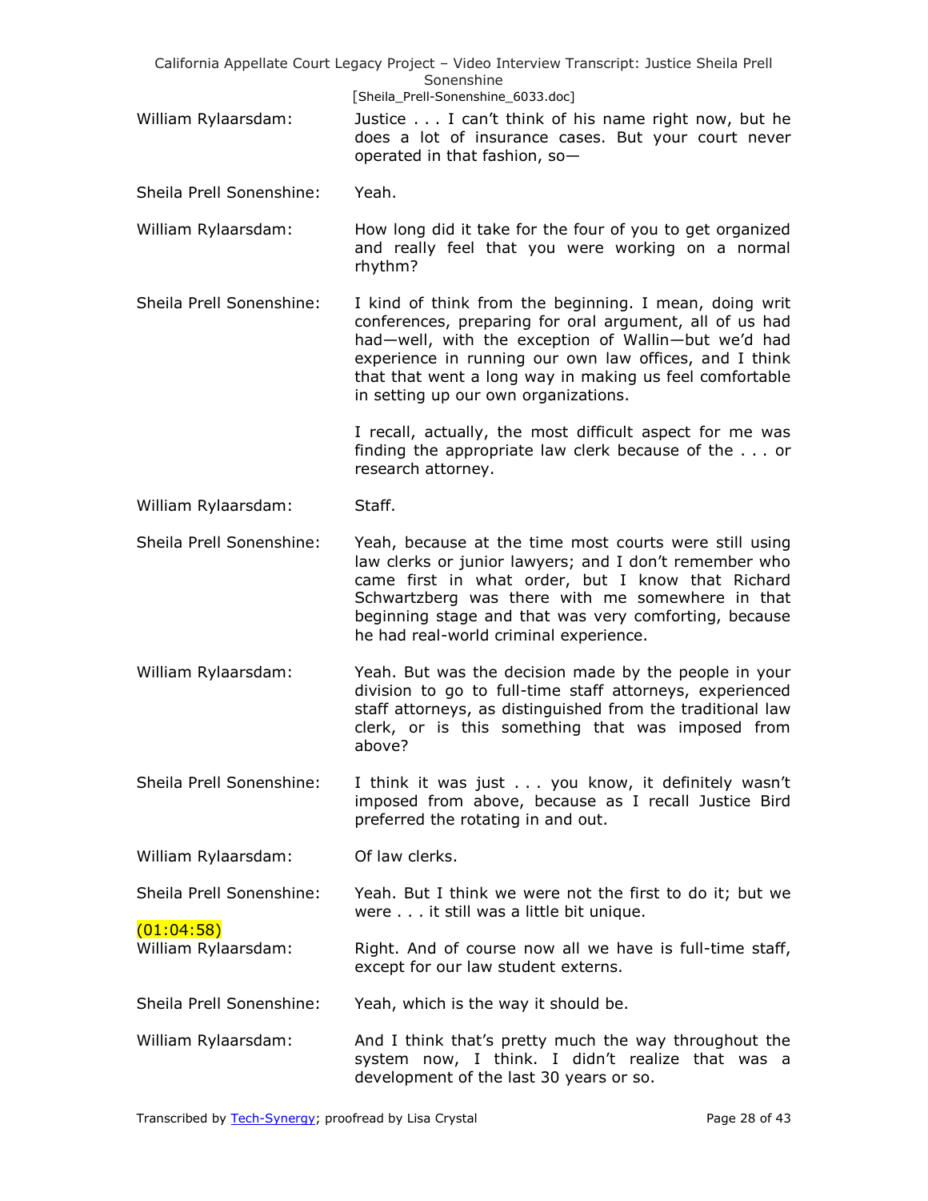William Rylaarsdam: Justice . . . I can't think of his name right now, but he does a lot of insurance cases. But your court never operated in that fashion, so—

Sheila Prell Sonenshine: Yeah.

William Rylaarsdam: How long did it take for the four of you to get organized and really feel that you were working on a normal rhythm?

Sheila Prell Sonenshine: I kind of think from the beginning. I mean, doing writ conferences, preparing for oral argument, all of us had had—well, with the exception of Wallin—but we'd had experience in running our own law offices, and I think that that went a long way in making us feel comfortable in setting up our own organizations.

I recall, actually, the most difficult aspect for me was finding the appropriate law clerk because of the . . . or research attorney.

William Rylaarsdam: Staff.

Sheila Prell Sonenshine: Yeah, because at the time most courts were still using law clerks or junior lawyers; and I don't remember who came first in what order, but I know that Richard Schwartzberg was there with me somewhere in that beginning stage and that was very comforting, because he had real-world criminal experience.

William Rylaarsdam: Yeah. But was the decision made by the people in your division to go to full-time staff attorneys, experienced staff attorneys, as distinguished from the traditional law clerk, or is this something that was imposed from above?

Sheila Prell Sonenshine: I think it was just . . . you know, it definitely wasn't imposed from above, because as I recall Justice Bird preferred the rotating in and out.

William Rylaarsdam: Of law clerks.

Sheila Prell Sonenshine: Yeah. But I think we were not the first to do it; but we were . . . it still was a little bit unique.

(01:04:58)

William Rylaarsdam: Right. And of course now all we have is full-time staff, except for our law student externs.

Sheila Prell Sonenshine: Yeah, which is the way it should be.

William Rylaarsdam: And I think that's pretty much the way throughout the system now, I think. I didn't realize that was a development of the last 30 years or so.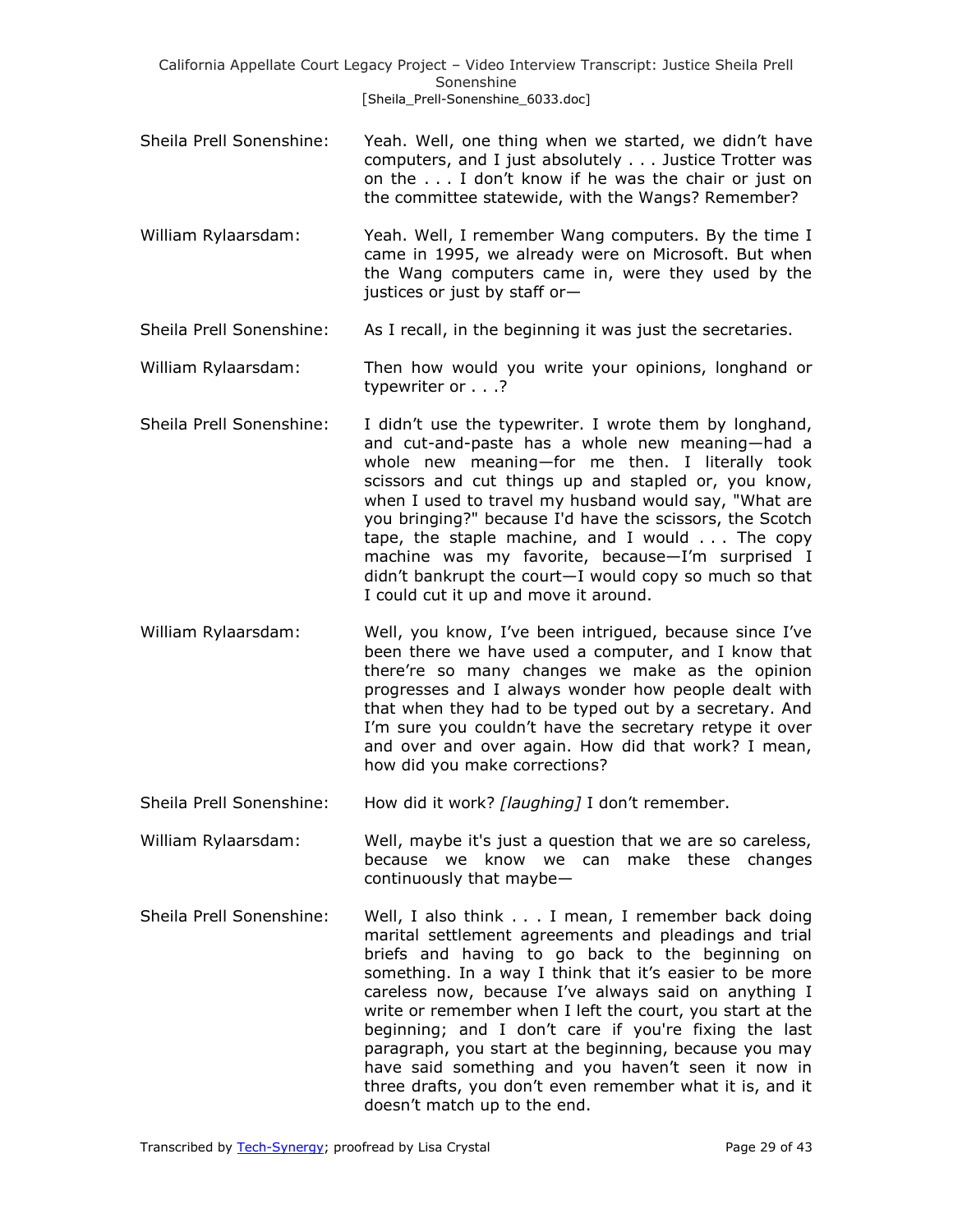Sheila Prell Sonenshine: Yeah. Well, one thing when we started, we didn't have computers, and I just absolutely . . . Justice Trotter was on the . . . I don't know if he was the chair or just on the committee statewide, with the Wangs? Remember?

William Rylaarsdam: Yeah. Well, I remember Wang computers. By the time I came in 1995, we already were on Microsoft. But when the Wang computers came in, were they used by the justices or just by staff or—

Sheila Prell Sonenshine: As I recall, in the beginning it was just the secretaries.

William Rylaarsdam: Then how would you write your opinions, longhand or typewriter or . . .?

Sheila Prell Sonenshine: I didn't use the typewriter. I wrote them by longhand, and cut-and-paste has a whole new meaning—had a whole new meaning—for me then. I literally took scissors and cut things up and stapled or, you know, when I used to travel my husband would say, "What are you bringing?" because I'd have the scissors, the Scotch tape, the staple machine, and I would . . . The copy machine was my favorite, because—I'm surprised I didn't bankrupt the court—I would copy so much so that I could cut it up and move it around.

William Rylaarsdam: Well, you know, I've been intrigued, because since I've been there we have used a computer, and I know that there're so many changes we make as the opinion progresses and I always wonder how people dealt with that when they had to be typed out by a secretary. And I'm sure you couldn't have the secretary retype it over and over and over again. How did that work? I mean, how did you make corrections?

Sheila Prell Sonenshine: How did it work? *[laughing]* I don't remember.

William Rylaarsdam: Well, maybe it's just a question that we are so careless, because we know we can make these changes continuously that maybe—

Sheila Prell Sonenshine: Well, I also think . . . I mean, I remember back doing marital settlement agreements and pleadings and trial briefs and having to go back to the beginning on something. In a way I think that it's easier to be more careless now, because I've always said on anything I write or remember when I left the court, you start at the beginning; and I don't care if you're fixing the last paragraph, you start at the beginning, because you may have said something and you haven't seen it now in three drafts, you don't even remember what it is, and it doesn't match up to the end.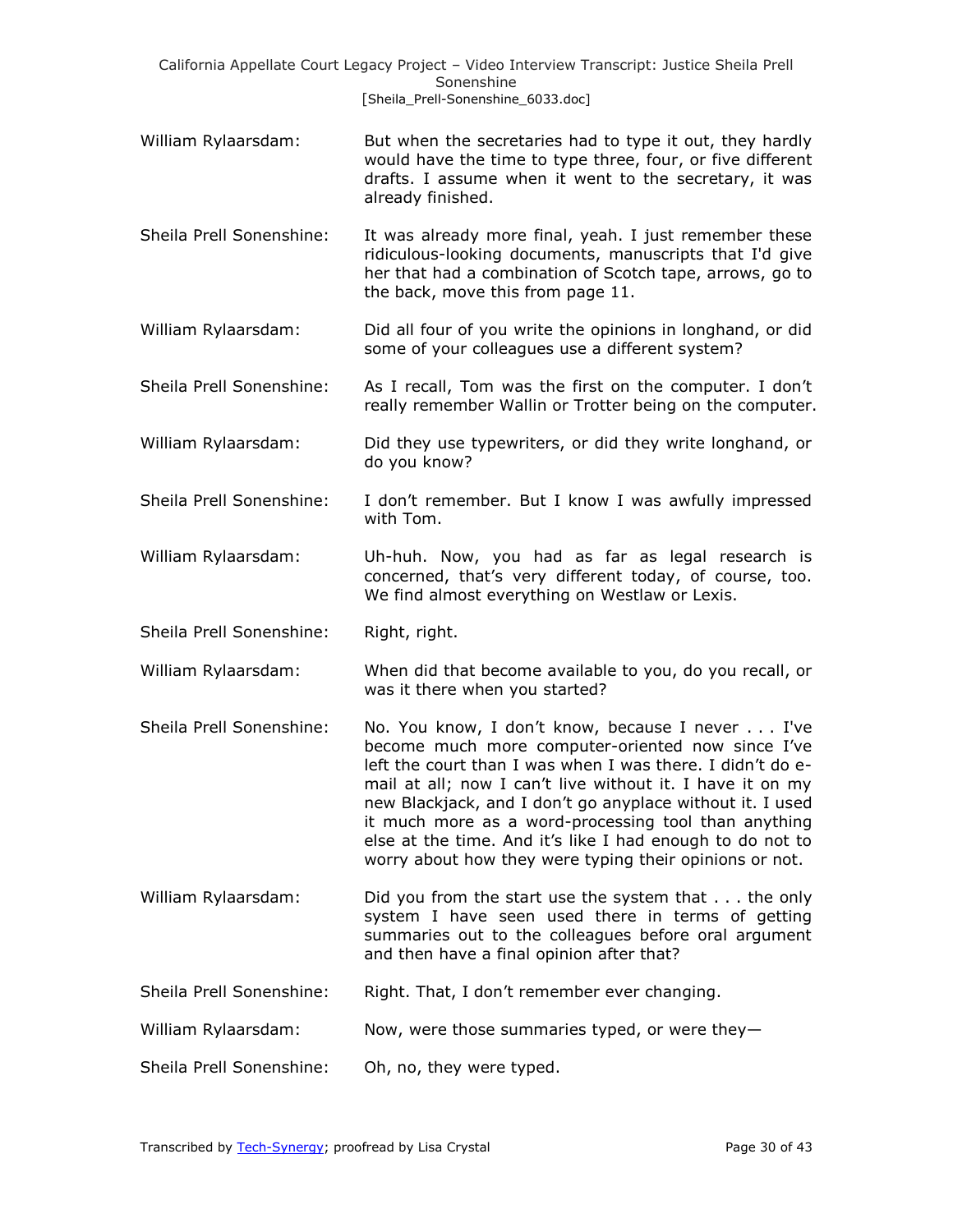William Rylaarsdam: But when the secretaries had to type it out, they hardly would have the time to type three, four, or five different drafts. I assume when it went to the secretary, it was already finished.

Sheila Prell Sonenshine: It was already more final, yeah. I just remember these ridiculous-looking documents, manuscripts that I'd give her that had a combination of Scotch tape, arrows, go to the back, move this from page 11.

William Rylaarsdam: Did all four of you write the opinions in longhand, or did some of your colleagues use a different system?

Sheila Prell Sonenshine: As I recall, Tom was the first on the computer. I don't really remember Wallin or Trotter being on the computer.

William Rylaarsdam: Did they use typewriters, or did they write longhand, or do you know?

Sheila Prell Sonenshine: I don't remember. But I know I was awfully impressed with Tom.

William Rylaarsdam: Uh-huh. Now, you had as far as legal research is concerned, that's very different today, of course, too. We find almost everything on Westlaw or Lexis.

Sheila Prell Sonenshine: Right, right.

William Rylaarsdam: When did that become available to you, do you recall, or was it there when you started?

Sheila Prell Sonenshine: No. You know, I don't know, because I never . . . I've become much more computer-oriented now since I've left the court than I was when I was there. I didn't do e-mail at all; now I can't live without it. I have it on my new Blackjack, and I don't go anyplace without it. I used it much more as a word-processing tool than anything else at the time. And it's like I had enough to do not to worry about how they were typing their opinions or not.

William Rylaarsdam: Did you from the start use the system that . . . the only system I have seen used there in terms of getting summaries out to the colleagues before oral argument and then have a final opinion after that?

Sheila Prell Sonenshine: Right. That, I don't remember ever changing.

William Rylaarsdam: Now, were those summaries typed, or were they—

Sheila Prell Sonenshine: Oh, no, they were typed.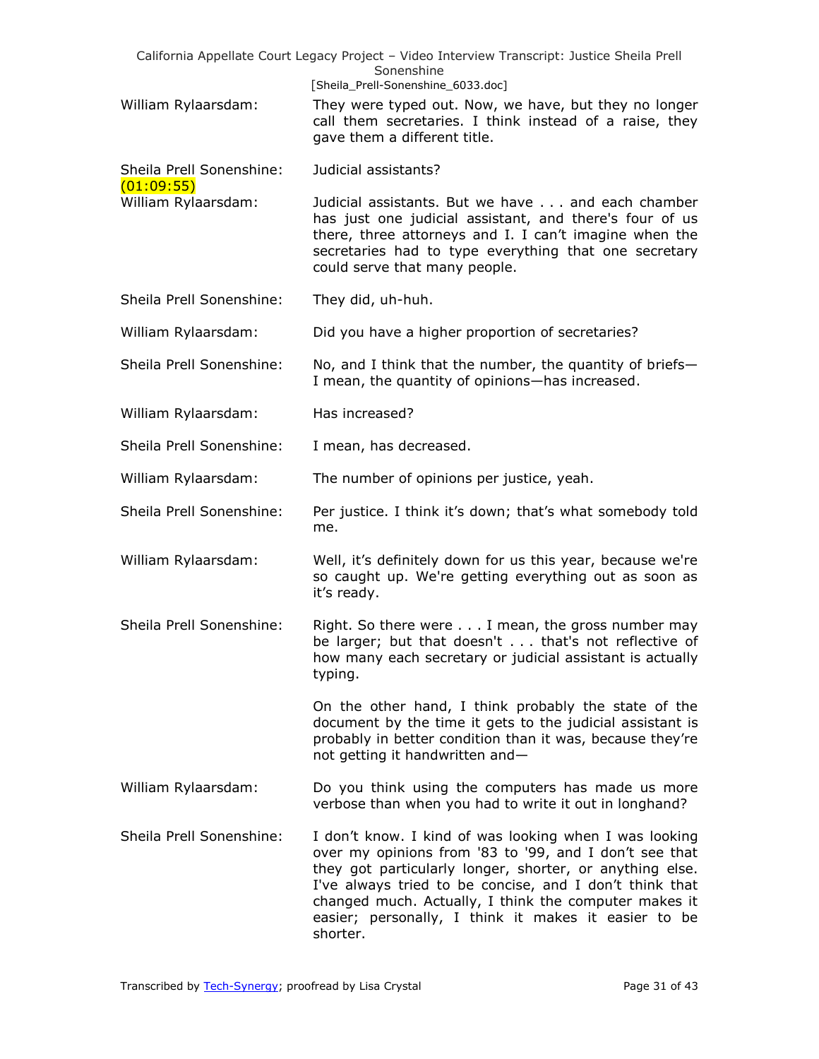William Rylaarsdam: They were typed out. Now, we have, but they no longer call them secretaries. I think instead of a raise, they gave them a different title.

Sheila Prell Sonenshine: Judicial assistants?

(01:09:55)

William Rylaarsdam: Judicial assistants. But we have . . . and each chamber has just one judicial assistant, and there's four of us there, three attorneys and I. I can't imagine when the secretaries had to type everything that one secretary could serve that many people.

Sheila Prell Sonenshine: They did, uh-huh.

William Rylaarsdam: Did you have a higher proportion of secretaries?

Sheila Prell Sonenshine: No, and I think that the number, the quantity of briefs—I mean, the quantity of opinions—has increased.

William Rylaarsdam: Has increased?

Sheila Prell Sonenshine: I mean, has decreased.

William Rylaarsdam: The number of opinions per justice, yeah.

Sheila Prell Sonenshine: Per justice. I think it's down; that's what somebody told me.

William Rylaarsdam: Well, it's definitely down for us this year, because we're so caught up. We're getting everything out as soon as it's ready.

Sheila Prell Sonenshine: Right. So there were . . . I mean, the gross number may be larger; but that doesn't . . . that's not reflective of how many each secretary or judicial assistant is actually typing.

On the other hand, I think probably the state of the document by the time it gets to the judicial assistant is probably in better condition than it was, because they're not getting it handwritten and—

William Rylaarsdam: Do you think using the computers has made us more verbose than when you had to write it out in longhand?

Sheila Prell Sonenshine: I don't know. I kind of was looking when I was looking over my opinions from '83 to '99, and I don't see that they got particularly longer, shorter, or anything else. I've always tried to be concise, and I don't think that changed much. Actually, I think the computer makes it easier; personally, I think it makes it easier to be shorter.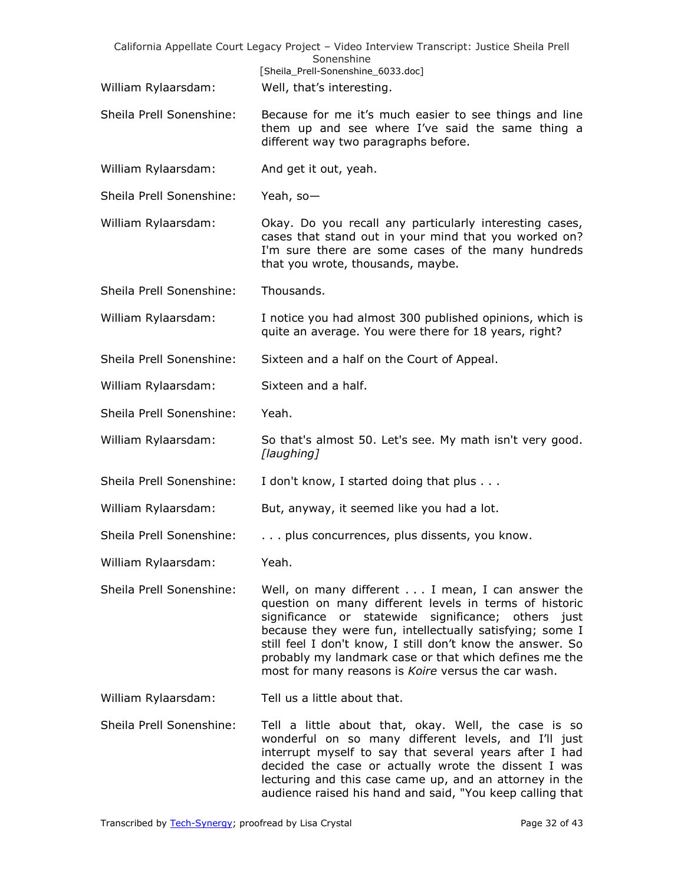William Rylaarsdam: Well, that's interesting.

Sheila Prell Sonenshine: Because for me it's much easier to see things and line them up and see where I've said the same thing a different way two paragraphs before.

William Rylaarsdam: And get it out, yeah.

Sheila Prell Sonenshine: Yeah, so—

William Rylaarsdam: Okay. Do you recall any particularly interesting cases, cases that stand out in your mind that you worked on? I'm sure there are some cases of the many hundreds that you wrote, thousands, maybe.

Sheila Prell Sonenshine: Thousands.

William Rylaarsdam: I notice you had almost 300 published opinions, which is quite an average. You were there for 18 years, right?

Sheila Prell Sonenshine: Sixteen and a half on the Court of Appeal.

William Rylaarsdam: Sixteen and a half.

Sheila Prell Sonenshine: Yeah.

William Rylaarsdam: So that's almost 50. Let's see. My math isn't very good. *[laughing]*

Sheila Prell Sonenshine: I don't know, I started doing that plus . . .

William Rylaarsdam: But, anyway, it seemed like you had a lot.

Sheila Prell Sonenshine: . . . plus concurrences, plus dissents, you know.

William Rylaarsdam: Yeah.

Sheila Prell Sonenshine: Well, on many different . . . I mean, I can answer the question on many different levels in terms of historic significance or statewide significance; others just because they were fun, intellectually satisfying; some I still feel I don't know, I still don't know the answer. So probably my landmark case or that which defines me the most for many reasons is *Koire* versus the car wash.

William Rylaarsdam: Tell us a little about that.

Sheila Prell Sonenshine: Tell a little about that, okay. Well, the case is so wonderful on so many different levels, and I'll just interrupt myself to say that several years after I had decided the case or actually wrote the dissent I was lecturing and this case came up, and an attorney in the audience raised his hand and said, "You keep calling that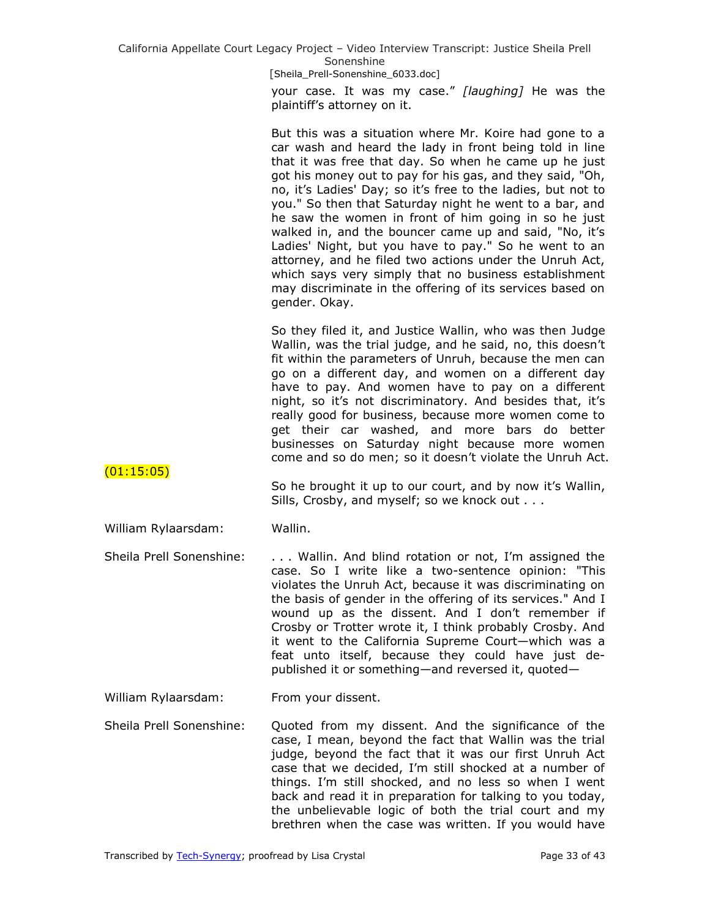your case. It was my case." *[laughing]* He was the plaintiff's attorney on it.

But this was a situation where Mr. Koire had gone to a car wash and heard the lady in front being told in line that it was free that day. So when he came up he just got his money out to pay for his gas, and they said, "Oh, no, it's Ladies' Day; so it's free to the ladies, but not to you." So then that Saturday night he went to a bar, and he saw the women in front of him going in so he just walked in, and the bouncer came up and said, "No, it's Ladies' Night, but you have to pay." So he went to an attorney, and he filed two actions under the Unruh Act, which says very simply that no business establishment may discriminate in the offering of its services based on gender. Okay.

So they filed it, and Justice Wallin, who was then Judge Wallin, was the trial judge, and he said, no, this doesn't fit within the parameters of Unruh, because the men can go on a different day, and women on a different day have to pay. And women have to pay on a different night, so it's not discriminatory. And besides that, it's really good for business, because more women come to get their car washed, and more bars do better businesses on Saturday night because more women come and so do men; so it doesn't violate the Unruh Act.

(01:15:05)

So he brought it up to our court, and by now it's Wallin, Sills, Crosby, and myself; so we knock out . . .

William Rylaarsdam: Wallin.

Sheila Prell Sonenshine: . . . Wallin. And blind rotation or not, I'm assigned the case. So I write like a two-sentence opinion: "This violates the Unruh Act, because it was discriminating on the basis of gender in the offering of its services." And I wound up as the dissent. And I don't remember if Crosby or Trotter wrote it, I think probably Crosby. And it went to the California Supreme Court—which was a feat unto itself, because they could have just de-published it or something—and reversed it, quoted—

William Rylaarsdam: From your dissent.

Sheila Prell Sonenshine: Quoted from my dissent. And the significance of the case, I mean, beyond the fact that Wallin was the trial judge, beyond the fact that it was our first Unruh Act case that we decided, I'm still shocked at a number of things. I'm still shocked, and no less so when I went back and read it in preparation for talking to you today, the unbelievable logic of both the trial court and my brethren when the case was written. If you would have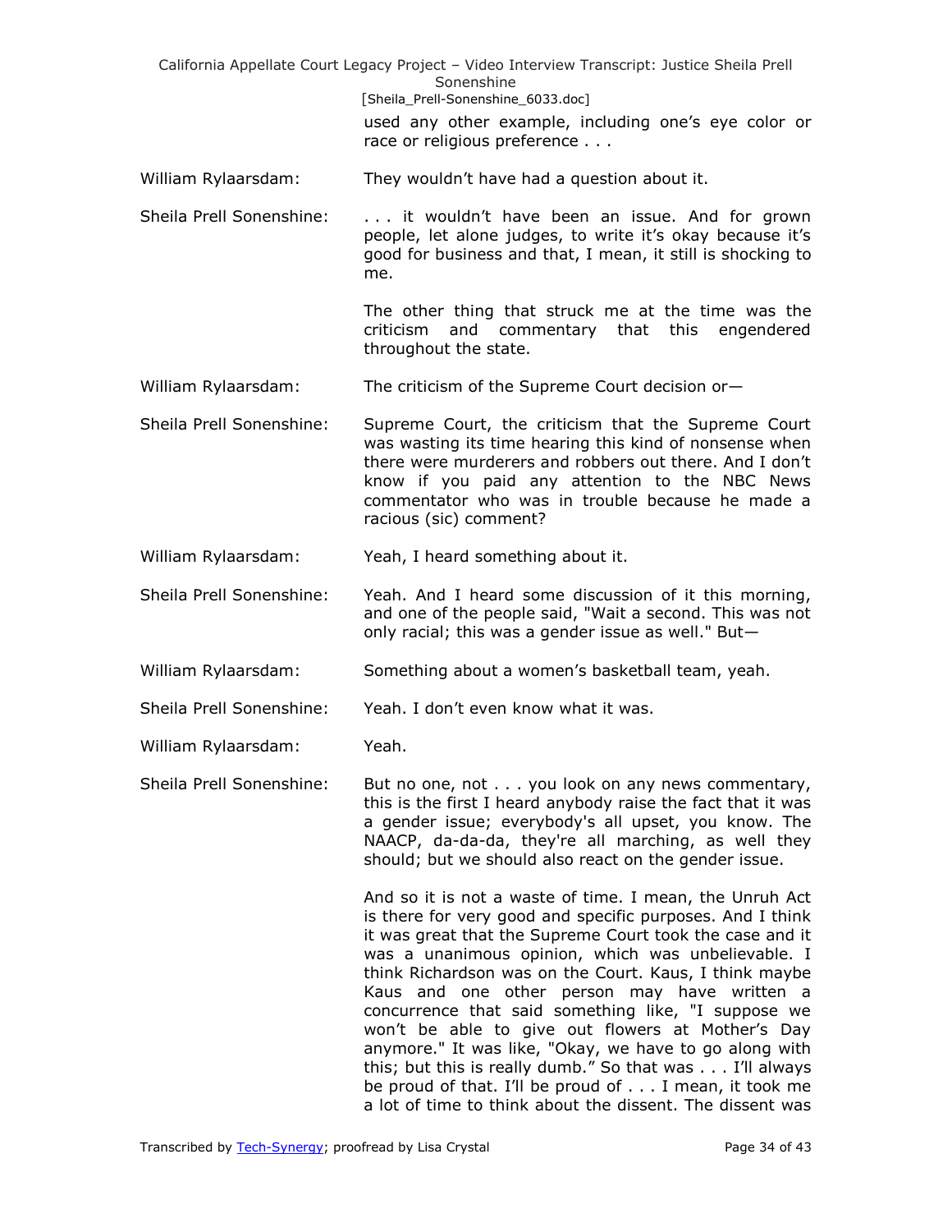used any other example, including one's eye color or race or religious preference . . .

William Rylaarsdam: They wouldn't have had a question about it.

Sheila Prell Sonenshine: . . . it wouldn't have been an issue. And for grown people, let alone judges, to write it's okay because it's good for business and that, I mean, it still is shocking to me.

The other thing that struck me at the time was the criticism and commentary that this engendered throughout the state.

William Rylaarsdam: The criticism of the Supreme Court decision or—

Sheila Prell Sonenshine: Supreme Court, the criticism that the Supreme Court was wasting its time hearing this kind of nonsense when there were murderers and robbers out there. And I don't know if you paid any attention to the NBC News commentator who was in trouble because he made a racious (sic) comment?

William Rylaarsdam: Yeah, I heard something about it.

Sheila Prell Sonenshine: Yeah. And I heard some discussion of it this morning, and one of the people said, "Wait a second. This was not only racial; this was a gender issue as well." But—

William Rylaarsdam: Something about a women's basketball team, yeah.

Sheila Prell Sonenshine: Yeah. I don't even know what it was.

William Rylaarsdam: Yeah.

Sheila Prell Sonenshine: But no one, not . . . you look on any news commentary, this is the first I heard anybody raise the fact that it was a gender issue; everybody's all upset, you know. The NAACP, da-da-da, they're all marching, as well they should; but we should also react on the gender issue.

And so it is not a waste of time. I mean, the Unruh Act is there for very good and specific purposes. And I think it was great that the Supreme Court took the case and it was a unanimous opinion, which was unbelievable. I think Richardson was on the Court. Kaus, I think maybe Kaus and one other person may have written a concurrence that said something like, "I suppose we won't be able to give out flowers at Mother's Day anymore." It was like, "Okay, we have to go along with this; but this is really dumb." So that was . . . I'll always be proud of that. I'll be proud of . . . I mean, it took me a lot of time to think about the dissent. The dissent was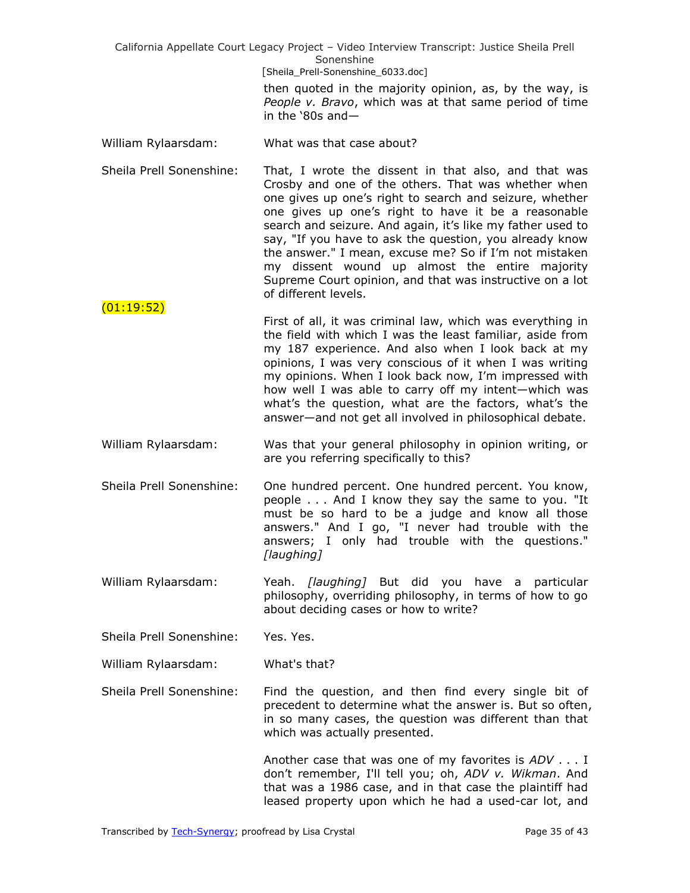then quoted in the majority opinion, as, by the way, is *People v. Bravo*, which was at that same period of time in the '80s and—

William Rylaarsdam: What was that case about?

Sheila Prell Sonenshine: That, I wrote the dissent in that also, and that was Crosby and one of the others. That was whether when one gives up one's right to search and seizure, whether one gives up one's right to have it be a reasonable search and seizure. And again, it's like my father used to say, "If you have to ask the question, you already know the answer." I mean, excuse me? So if I'm not mistaken my dissent wound up almost the entire majority Supreme Court opinion, and that was instructive on a lot of different levels.

(01:19:52)

First of all, it was criminal law, which was everything in the field with which I was the least familiar, aside from my 187 experience. And also when I look back at my opinions, I was very conscious of it when I was writing my opinions. When I look back now, I'm impressed with how well I was able to carry off my intent—which was what's the question, what are the factors, what's the answer—and not get all involved in philosophical debate.

William Rylaarsdam: Was that your general philosophy in opinion writing, or are you referring specifically to this?

Sheila Prell Sonenshine: One hundred percent. One hundred percent. You know, people . . . And I know they say the same to you. "It must be so hard to be a judge and know all those answers." And I go, "I never had trouble with the answers; I only had trouble with the questions." *[laughing]*

William Rylaarsdam: Yeah. *[laughing]* But did you have a particular philosophy, overriding philosophy, in terms of how to go about deciding cases or how to write?

Sheila Prell Sonenshine: Yes. Yes.

William Rylaarsdam: What's that?

Sheila Prell Sonenshine: Find the question, and then find every single bit of precedent to determine what the answer is. But so often, in so many cases, the question was different than that which was actually presented.

Another case that was one of my favorites is *ADV* . . . I don't remember, I'll tell you; oh, *ADV v. Wikman*. And that was a 1986 case, and in that case the plaintiff had leased property upon which he had a used-car lot, and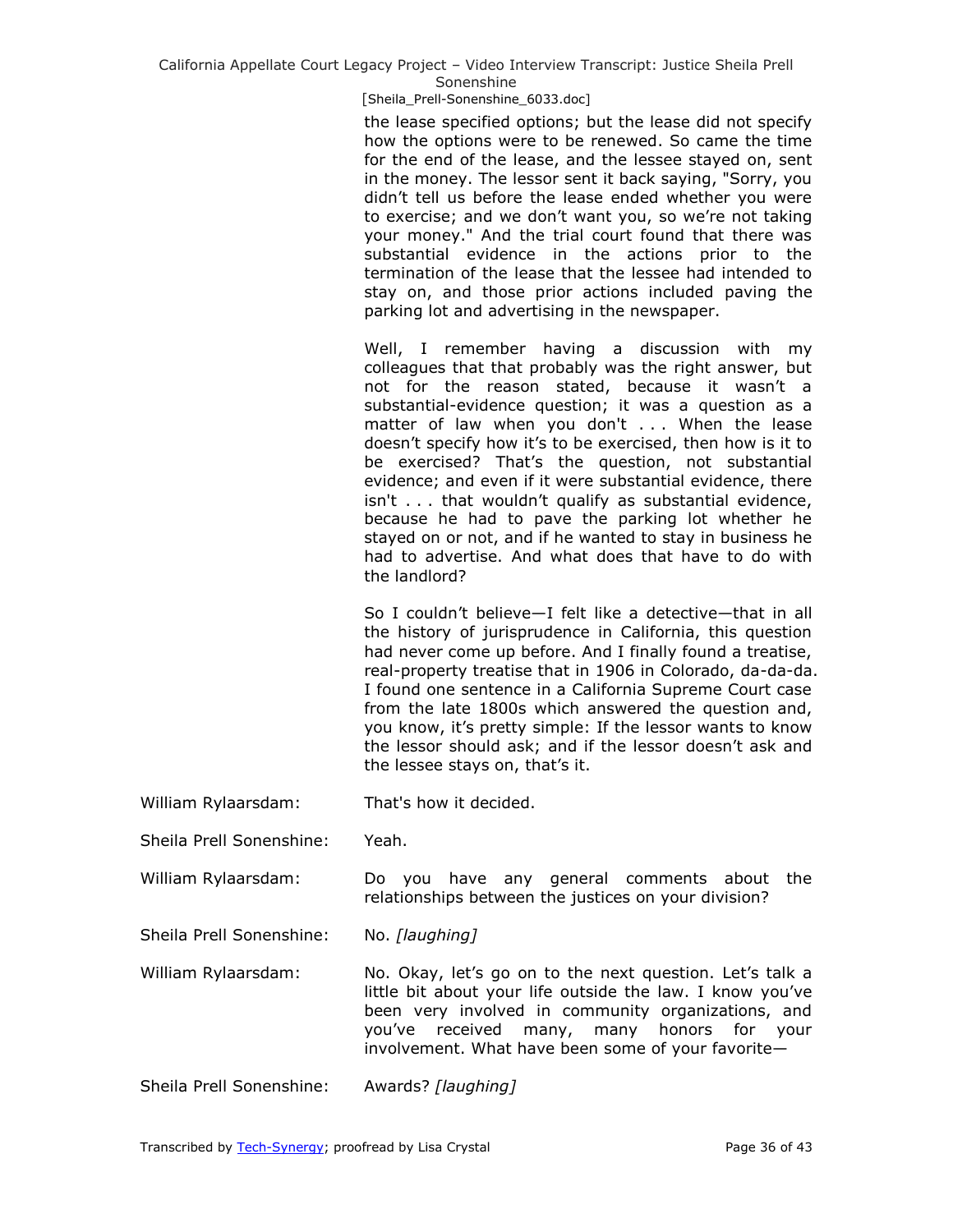the lease specified options; but the lease did not specify how the options were to be renewed. So came the time for the end of the lease, and the lessee stayed on, sent in the money. The lessor sent it back saying, "Sorry, you didn't tell us before the lease ended whether you were to exercise; and we don't want you, so we're not taking your money." And the trial court found that there was substantial evidence in the actions prior to the termination of the lease that the lessee had intended to stay on, and those prior actions included paving the parking lot and advertising in the newspaper.

Well, I remember having a discussion with my colleagues that that probably was the right answer, but not for the reason stated, because it wasn't a substantial-evidence question; it was a question as a matter of law when you don't . . . When the lease doesn't specify how it's to be exercised, then how is it to be exercised? That's the question, not substantial evidence; and even if it were substantial evidence, there isn't . . . that wouldn't qualify as substantial evidence, because he had to pave the parking lot whether he stayed on or not, and if he wanted to stay in business he had to advertise. And what does that have to do with the landlord?

So I couldn't believe—I felt like a detective—that in all the history of jurisprudence in California, this question had never come up before. And I finally found a treatise, real-property treatise that in 1906 in Colorado, da-da-da. I found one sentence in a California Supreme Court case from the late 1800s which answered the question and, you know, it's pretty simple: If the lessor wants to know the lessor should ask; and if the lessor doesn't ask and the lessee stays on, that's it.

William Rylaarsdam: That's how it decided.

Sheila Prell Sonenshine: Yeah.

William Rylaarsdam: Do you have any general comments about the relationships between the justices on your division?

Sheila Prell Sonenshine: No. *[laughing]*

William Rylaarsdam: No. Okay, let's go on to the next question. Let's talk a little bit about your life outside the law. I know you've been very involved in community organizations, and you've received many, many honors for your involvement. What have been some of your favorite—

Sheila Prell Sonenshine: Awards? *[laughing]*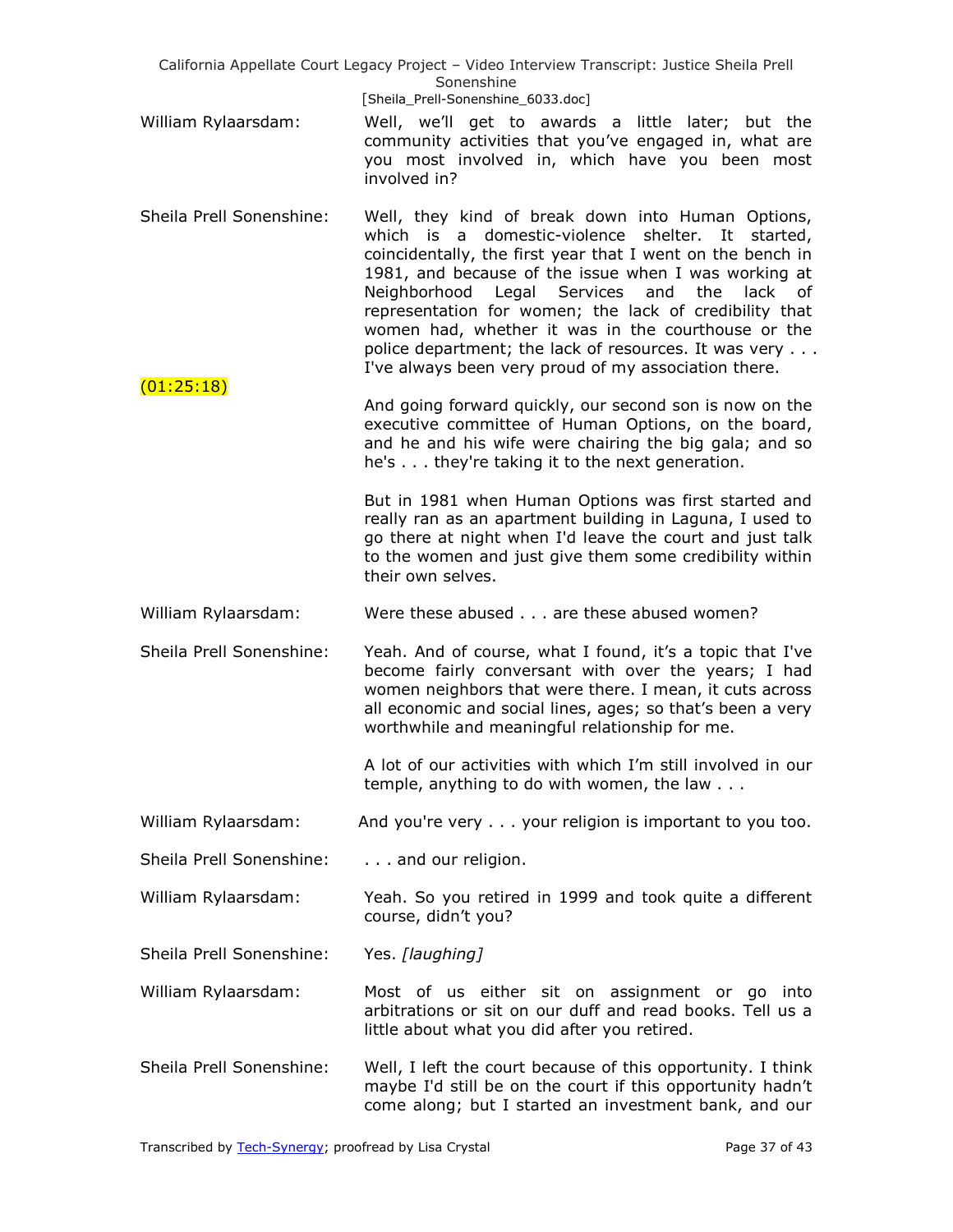William Rylaarsdam: Well, we'll get to awards a little later; but the community activities that you've engaged in, what are you most involved in, which have you been most involved in?

Sheila Prell Sonenshine: Well, they kind of break down into Human Options, which is a domestic-violence shelter. It started, coincidentally, the first year that I went on the bench in 1981, and because of the issue when I was working at Neighborhood Legal Services and the lack of representation for women; the lack of credibility that women had, whether it was in the courthouse or the police department; the lack of resources. It was very . . . I've always been very proud of my association there.

(01:25:18)

And going forward quickly, our second son is now on the executive committee of Human Options, on the board, and he and his wife were chairing the big gala; and so he's . . . they're taking it to the next generation.

But in 1981 when Human Options was first started and really ran as an apartment building in Laguna, I used to go there at night when I'd leave the court and just talk to the women and just give them some credibility within their own selves.

William Rylaarsdam: Were these abused . . . are these abused women?

Sheila Prell Sonenshine: Yeah. And of course, what I found, it's a topic that I've become fairly conversant with over the years; I had women neighbors that were there. I mean, it cuts across all economic and social lines, ages; so that's been a very worthwhile and meaningful relationship for me.

A lot of our activities with which I'm still involved in our temple, anything to do with women, the law . . .

William Rylaarsdam: And you're very . . . your religion is important to you too.

Sheila Prell Sonenshine: . . . and our religion.

William Rylaarsdam: Yeah. So you retired in 1999 and took quite a different course, didn't you?

Sheila Prell Sonenshine: Yes. *[laughing]*

William Rylaarsdam: Most of us either sit on assignment or go into arbitrations or sit on our duff and read books. Tell us a little about what you did after you retired.

Sheila Prell Sonenshine: Well, I left the court because of this opportunity. I think maybe I'd still be on the court if this opportunity hadn't come along; but I started an investment bank, and our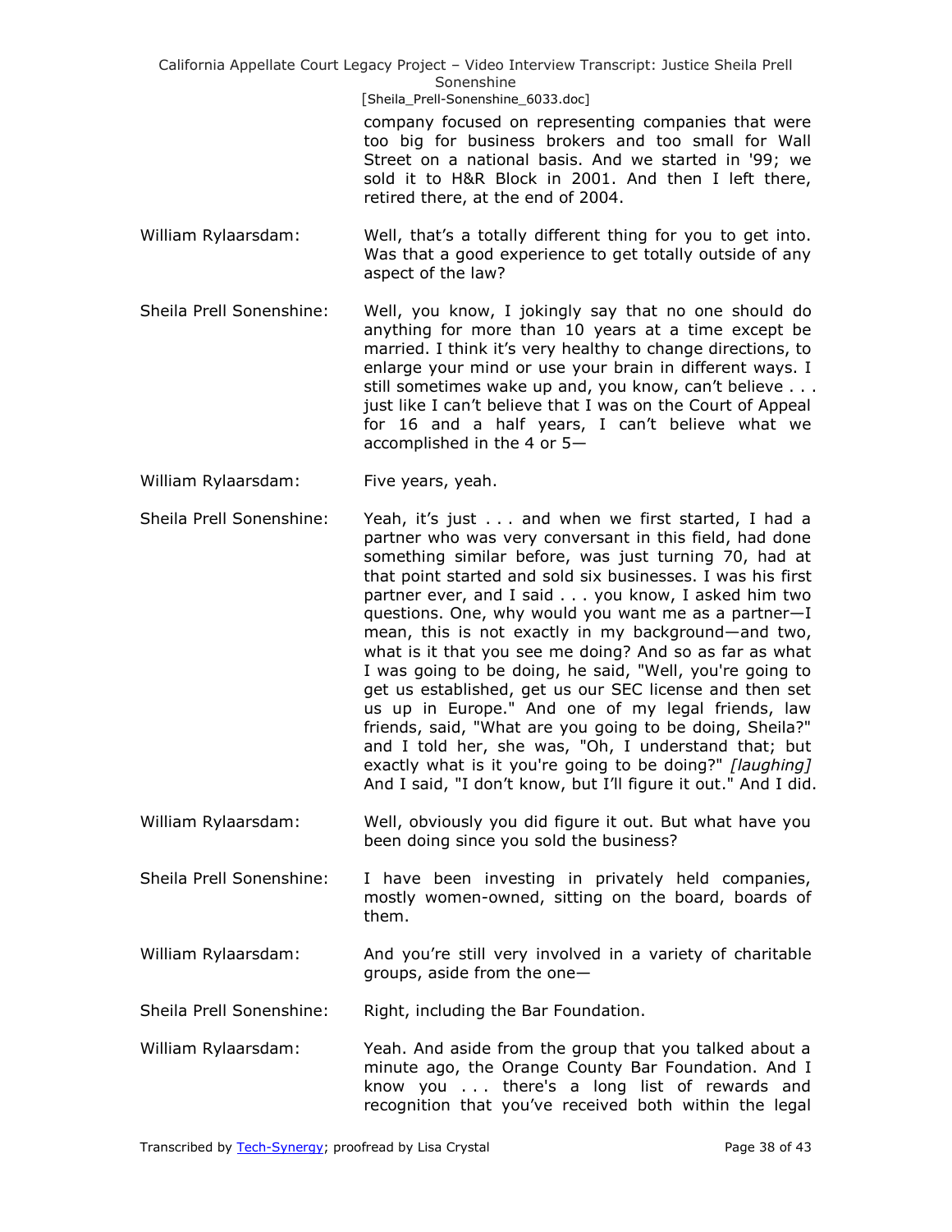company focused on representing companies that were too big for business brokers and too small for Wall Street on a national basis. And we started in '99; we sold it to H&R Block in 2001. And then I left there, retired there, at the end of 2004.

William Rylaarsdam: Well, that's a totally different thing for you to get into. Was that a good experience to get totally outside of any aspect of the law?

Sheila Prell Sonenshine: Well, you know, I jokingly say that no one should do anything for more than 10 years at a time except be married. I think it's very healthy to change directions, to enlarge your mind or use your brain in different ways. I still sometimes wake up and, you know, can't believe . . . just like I can't believe that I was on the Court of Appeal for 16 and a half years, I can't believe what we accomplished in the 4 or 5—

William Rylaarsdam: Five years, yeah.

Sheila Prell Sonenshine: Yeah, it's just . . . and when we first started, I had a partner who was very conversant in this field, had done something similar before, was just turning 70, had at that point started and sold six businesses. I was his first partner ever, and I said . . . you know, I asked him two questions. One, why would you want me as a partner—I mean, this is not exactly in my background—and two, what is it that you see me doing? And so as far as what I was going to be doing, he said, "Well, you're going to get us established, get us our SEC license and then set us up in Europe." And one of my legal friends, law friends, said, "What are you going to be doing, Sheila?" and I told her, she was, "Oh, I understand that; but exactly what is it you're going to be doing?" *[laughing]* And I said, "I don't know, but I'll figure it out." And I did.

William Rylaarsdam: Well, obviously you did figure it out. But what have you been doing since you sold the business?

Sheila Prell Sonenshine: I have been investing in privately held companies, mostly women-owned, sitting on the board, boards of them.

William Rylaarsdam: And you're still very involved in a variety of charitable groups, aside from the one—

Sheila Prell Sonenshine: Right, including the Bar Foundation.

William Rylaarsdam: Yeah. And aside from the group that you talked about a minute ago, the Orange County Bar Foundation. And I know you . . . there's a long list of rewards and recognition that you've received both within the legal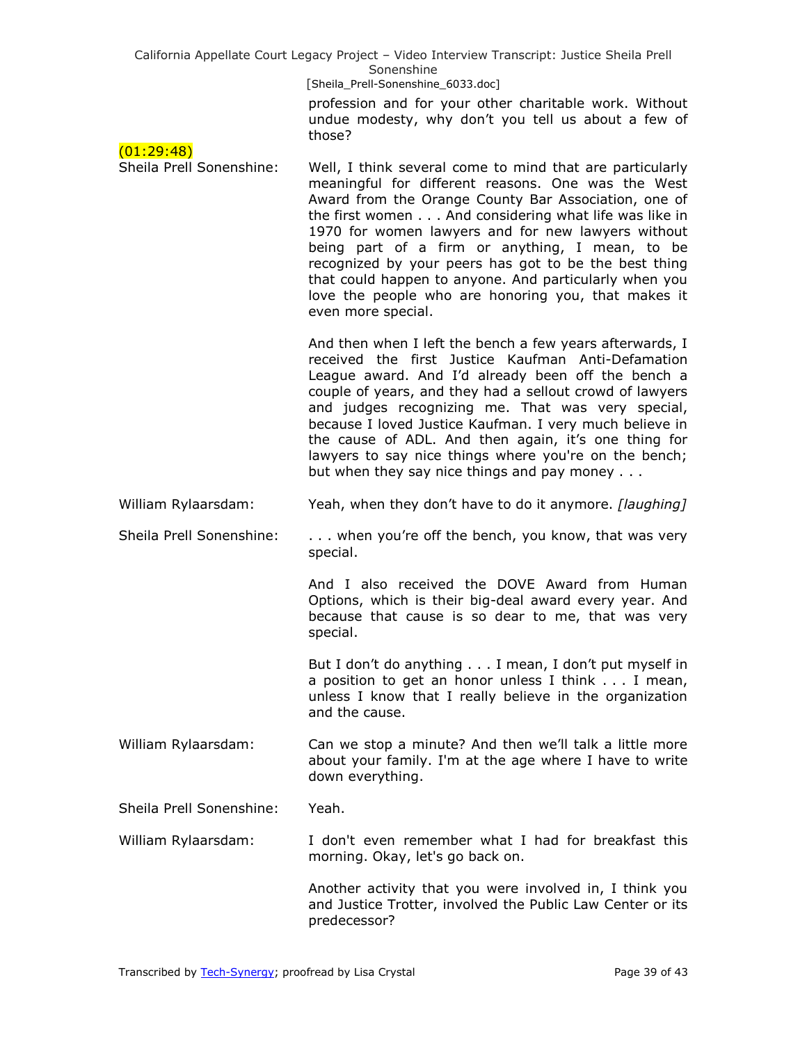profession and for your other charitable work. Without undue modesty, why don't you tell us about a few of those?

(01:29:48)

**Sheila Prell Sonenshine:** Well, I think several come to mind that are particularly meaningful for different reasons. One was the West Award from the Orange County Bar Association, one of the first women . . . And considering what life was like in 1970 for women lawyers and for new lawyers without being part of a firm or anything, I mean, to be recognized by your peers has got to be the best thing that could happen to anyone. And particularly when you love the people who are honoring you, that makes it even more special.

And then when I left the bench a few years afterwards, I received the first Justice Kaufman Anti-Defamation League award. And I'd already been off the bench a couple of years, and they had a sellout crowd of lawyers and judges recognizing me. That was very special, because I loved Justice Kaufman. I very much believe in the cause of ADL. And then again, it's one thing for lawyers to say nice things where you're on the bench; but when they say nice things and pay money . . .

**William Rylaarsdam:** Yeah, when they don't have to do it anymore. *[laughing]*

**Sheila Prell Sonenshine:** . . . when you're off the bench, you know, that was very special.

And I also received the DOVE Award from Human Options, which is their big-deal award every year. And because that cause is so dear to me, that was very special.

But I don't do anything . . . I mean, I don't put myself in a position to get an honor unless I think . . . I mean, unless I know that I really believe in the organization and the cause.

**William Rylaarsdam:** Can we stop a minute? And then we'll talk a little more about your family. I'm at the age where I have to write down everything.

**Sheila Prell Sonenshine:** Yeah.

**William Rylaarsdam:** I don't even remember what I had for breakfast this morning. Okay, let's go back on.

Another activity that you were involved in, I think you and Justice Trotter, involved the Public Law Center or its predecessor?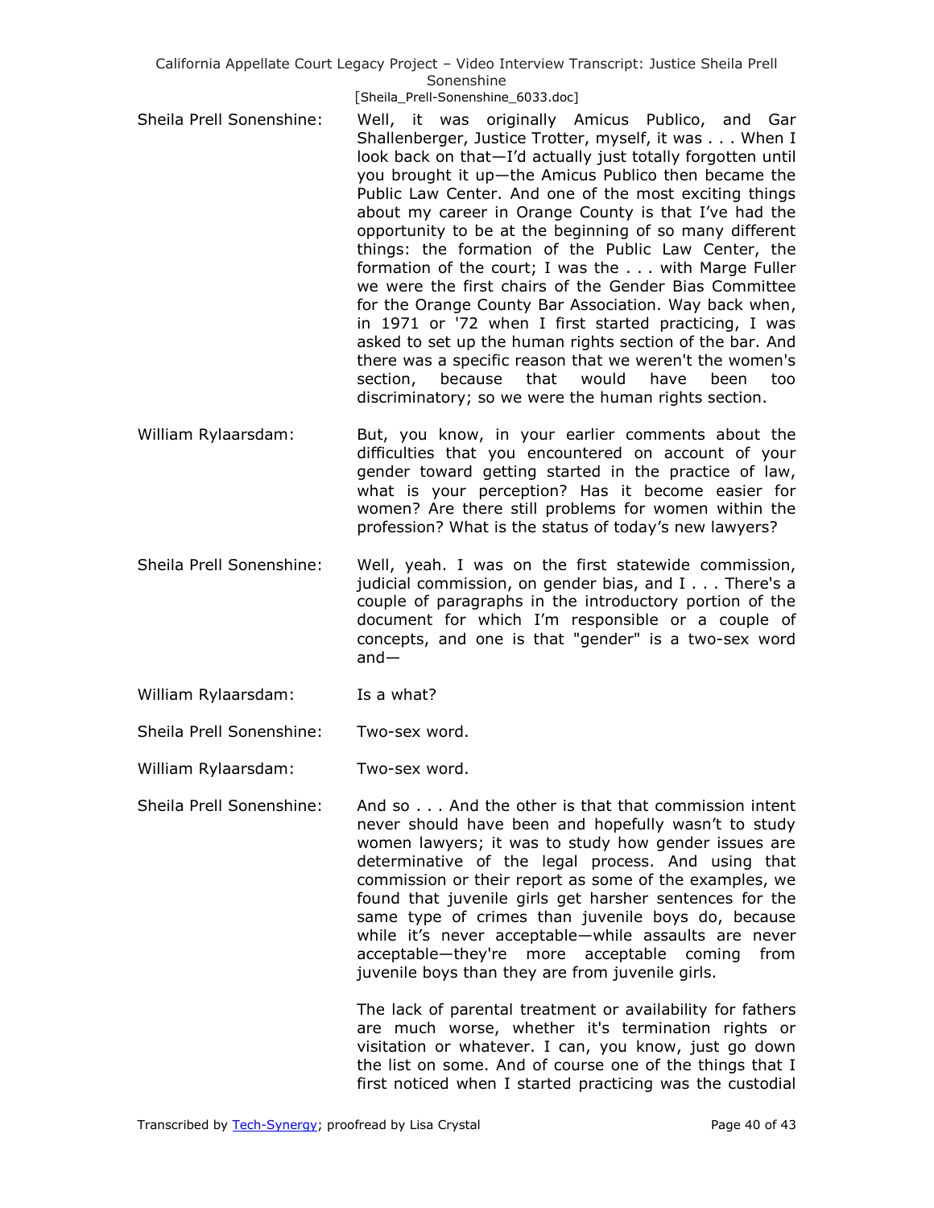Sheila Prell Sonenshine: Well, it was originally Amicus Publico, and Gar Shallenberger, Justice Trotter, myself, it was . . . When I look back on that—I'd actually just totally forgotten until you brought it up—the Amicus Publico then became the Public Law Center. And one of the most exciting things about my career in Orange County is that I've had the opportunity to be at the beginning of so many different things: the formation of the Public Law Center, the formation of the court; I was the . . . with Marge Fuller we were the first chairs of the Gender Bias Committee for the Orange County Bar Association. Way back when, in 1971 or '72 when I first started practicing, I was asked to set up the human rights section of the bar. And there was a specific reason that we weren't the women's section, because that would have been too discriminatory; so we were the human rights section.

William Rylaarsdam: But, you know, in your earlier comments about the difficulties that you encountered on account of your gender toward getting started in the practice of law, what is your perception? Has it become easier for women? Are there still problems for women within the profession? What is the status of today's new lawyers?

Sheila Prell Sonenshine: Well, yeah. I was on the first statewide commission, judicial commission, on gender bias, and I . . . There's a couple of paragraphs in the introductory portion of the document for which I'm responsible or a couple of concepts, and one is that "gender" is a two-sex word and—

William Rylaarsdam: Is a what?

Sheila Prell Sonenshine: Two-sex word.

William Rylaarsdam: Two-sex word.

Sheila Prell Sonenshine: And so . . . And the other is that that commission intent never should have been and hopefully wasn't to study women lawyers; it was to study how gender issues are determinative of the legal process. And using that commission or their report as some of the examples, we found that juvenile girls get harsher sentences for the same type of crimes than juvenile boys do, because while it's never acceptable—while assaults are never acceptable—they're more acceptable coming from juvenile boys than they are from juvenile girls.

The lack of parental treatment or availability for fathers are much worse, whether it's termination rights or visitation or whatever. I can, you know, just go down the list on some. And of course one of the things that I first noticed when I started practicing was the custodial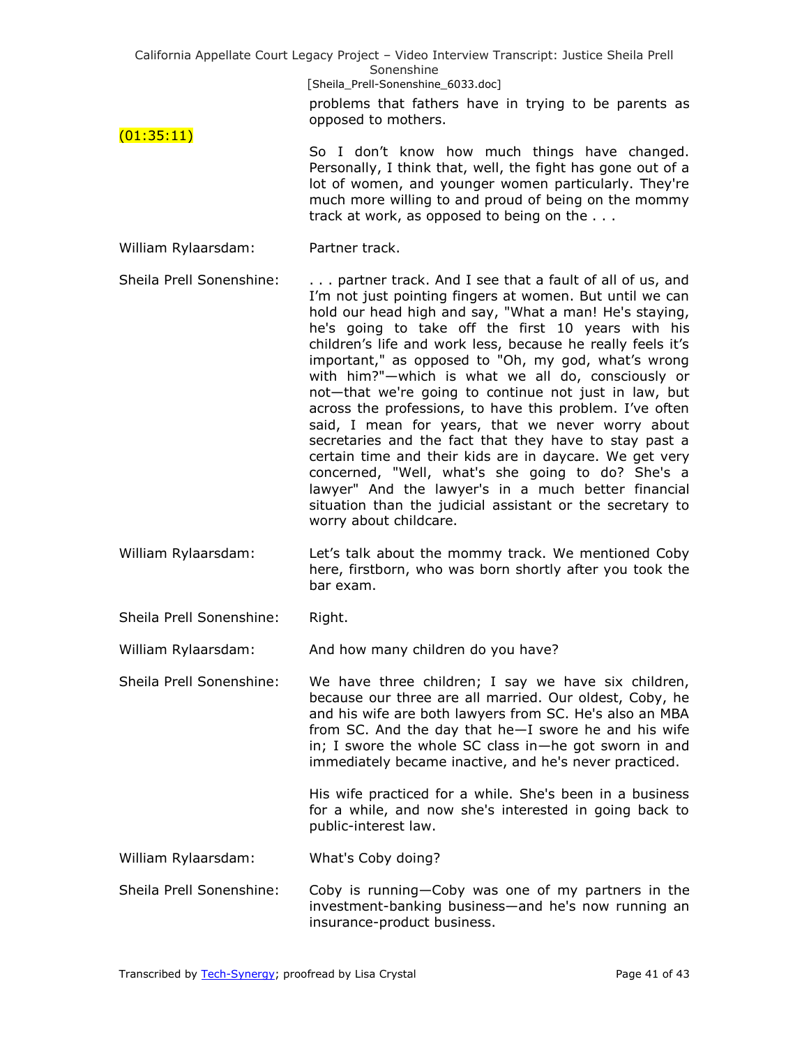problems that fathers have in trying to be parents as opposed to mothers.

(01:35:11)

So I don't know how much things have changed. Personally, I think that, well, the fight has gone out of a lot of women, and younger women particularly. They're much more willing to and proud of being on the mommy track at work, as opposed to being on the . . .

William Rylaarsdam: Partner track.

Sheila Prell Sonenshine: . . . partner track. And I see that a fault of all of us, and I'm not just pointing fingers at women. But until we can hold our head high and say, "What a man! He's staying, he's going to take off the first 10 years with his children's life and work less, because he really feels it's important," as opposed to "Oh, my god, what's wrong with him?"—which is what we all do, consciously or not—that we're going to continue not just in law, but across the professions, to have this problem. I've often said, I mean for years, that we never worry about secretaries and the fact that they have to stay past a certain time and their kids are in daycare. We get very concerned, "Well, what's she going to do? She's a lawyer" And the lawyer's in a much better financial situation than the judicial assistant or the secretary to worry about childcare.

William Rylaarsdam: Let's talk about the mommy track. We mentioned Coby here, firstborn, who was born shortly after you took the bar exam.

Sheila Prell Sonenshine: Right.

William Rylaarsdam: And how many children do you have?

Sheila Prell Sonenshine: We have three children; I say we have six children, because our three are all married. Our oldest, Coby, he and his wife are both lawyers from SC. He's also an MBA from SC. And the day that he—I swore he and his wife in; I swore the whole SC class in—he got sworn in and immediately became inactive, and he's never practiced.

His wife practiced for a while. She's been in a business for a while, and now she's interested in going back to public-interest law.

William Rylaarsdam: What's Coby doing?

Sheila Prell Sonenshine: Coby is running—Coby was one of my partners in the investment-banking business—and he's now running an insurance-product business.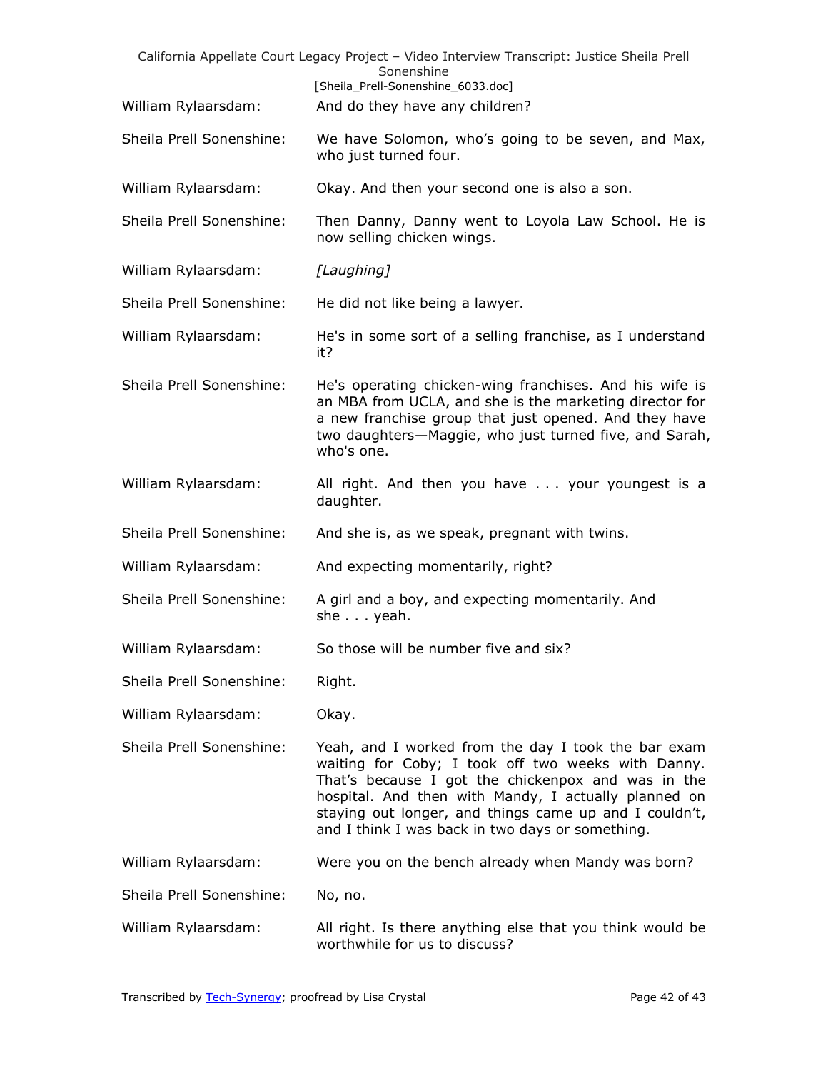William Rylaarsdam: And do they have any children?

Sheila Prell Sonenshine: We have Solomon, who's going to be seven, and Max, who just turned four.

William Rylaarsdam: Okay. And then your second one is also a son.

Sheila Prell Sonenshine: Then Danny, Danny went to Loyola Law School. He is now selling chicken wings.

William Rylaarsdam: *[Laughing]*

Sheila Prell Sonenshine: He did not like being a lawyer.

William Rylaarsdam: He's in some sort of a selling franchise, as I understand it?

Sheila Prell Sonenshine: He's operating chicken-wing franchises. And his wife is an MBA from UCLA, and she is the marketing director for a new franchise group that just opened. And they have two daughters—Maggie, who just turned five, and Sarah, who's one.

William Rylaarsdam: All right. And then you have . . . your youngest is a daughter.

Sheila Prell Sonenshine: And she is, as we speak, pregnant with twins.

William Rylaarsdam: And expecting momentarily, right?

Sheila Prell Sonenshine: A girl and a boy, and expecting momentarily. And she . . . yeah.

William Rylaarsdam: So those will be number five and six?

Sheila Prell Sonenshine: Right.

William Rylaarsdam: Okay.

Sheila Prell Sonenshine: Yeah, and I worked from the day I took the bar exam waiting for Coby; I took off two weeks with Danny. That's because I got the chickenpox and was in the hospital. And then with Mandy, I actually planned on staying out longer, and things came up and I couldn't, and I think I was back in two days or something.

William Rylaarsdam: Were you on the bench already when Mandy was born?

Sheila Prell Sonenshine: No, no.

William Rylaarsdam: All right. Is there anything else that you think would be worthwhile for us to discuss?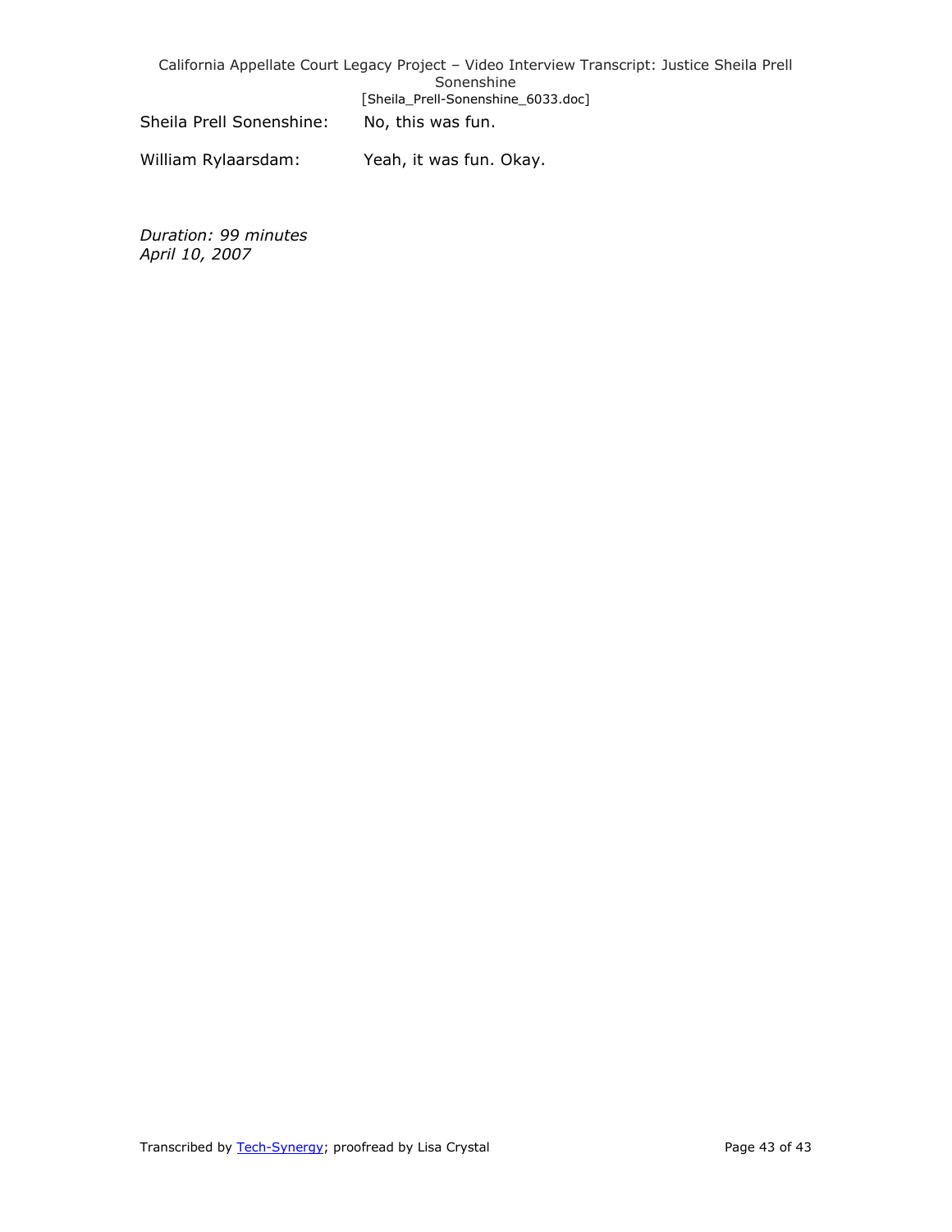Sheila Prell Sonenshine: No, this was fun.

William Rylaarsdam: Yeah, it was fun. Okay.

*Duration: 99 minutes*
*April 10, 2007*